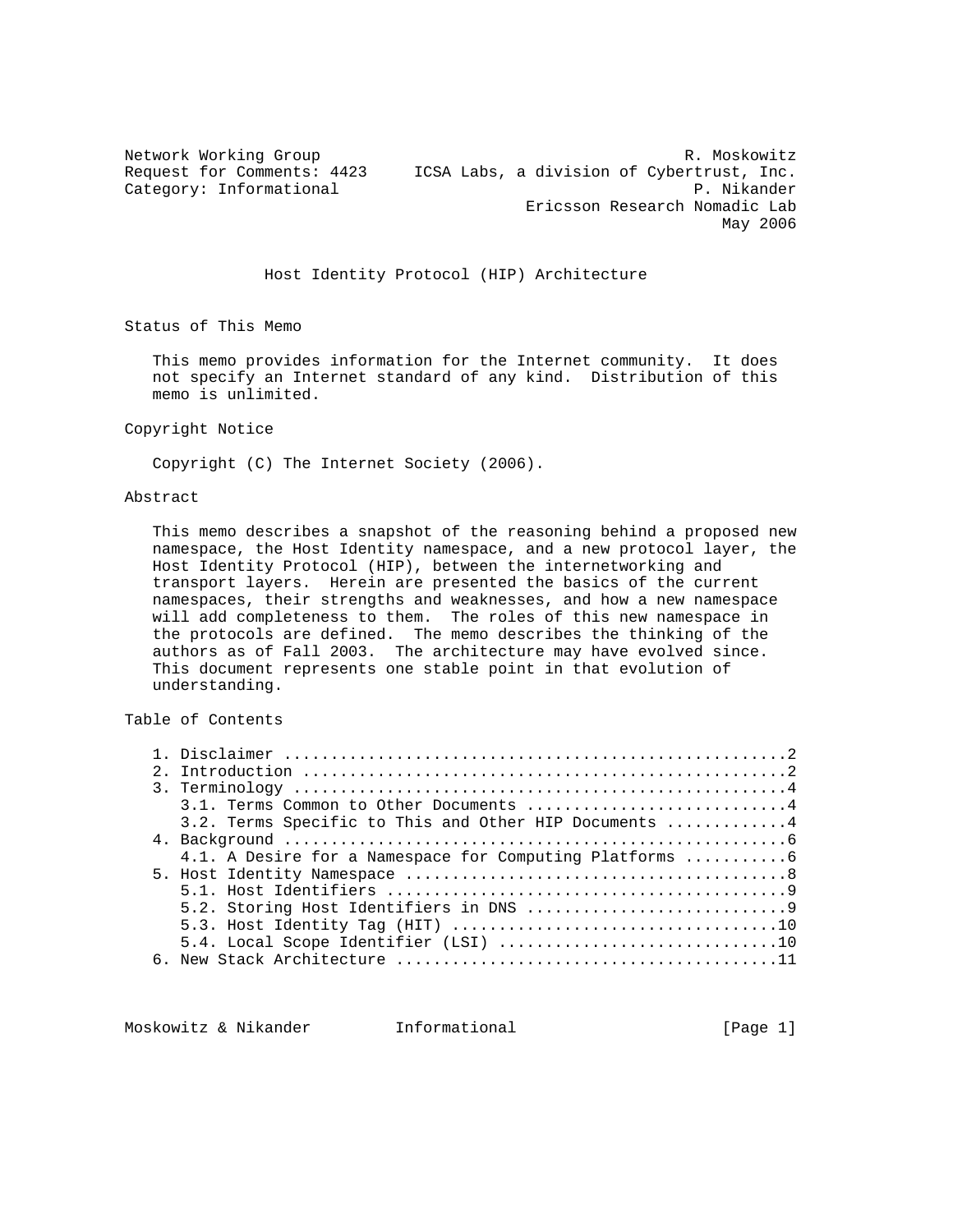Network Working Group R. Moskowitz
Request for Comments: 4423 ICSA Labs, a division of Cybertrust, Inc.
Category: Informational P. Nikander
Ericsson Research Nomadic Lab
May 2006

# Host Identity Protocol (HIP) Architecture

## Status of This Memo

This memo provides information for the Internet community. It does not specify an Internet standard of any kind. Distribution of this memo is unlimited.

## Copyright Notice

Copyright (C) The Internet Society (2006).

## Abstract

This memo describes a snapshot of the reasoning behind a proposed new namespace, the Host Identity namespace, and a new protocol layer, the Host Identity Protocol (HIP), between the internetworking and transport layers. Herein are presented the basics of the current namespaces, their strengths and weaknesses, and how a new namespace will add completeness to them. The roles of this new namespace in the protocols are defined. The memo describes the thinking of the authors as of Fall 2003. The architecture may have evolved since. This document represents one stable point in that evolution of understanding.

## Table of Contents

1. Disclaimer ....................................................2
2. Introduction ..................................................2
3. Terminology ...................................................4
   3.1. Terms Common to Other Documents ..........................4
   3.2. Terms Specific to This and Other HIP Documents ............4
4. Background ....................................................6
   4.1. A Desire for a Namespace for Computing Platforms ..........6
5. Host Identity Namespace .......................................8
   5.1. Host Identifiers .........................................9
   5.2. Storing Host Identifiers in DNS ..........................9
   5.3. Host Identity Tag (HIT) .................................10
   5.4. Local Scope Identifier (LSI) ............................10
6. New Stack Architecture .......................................11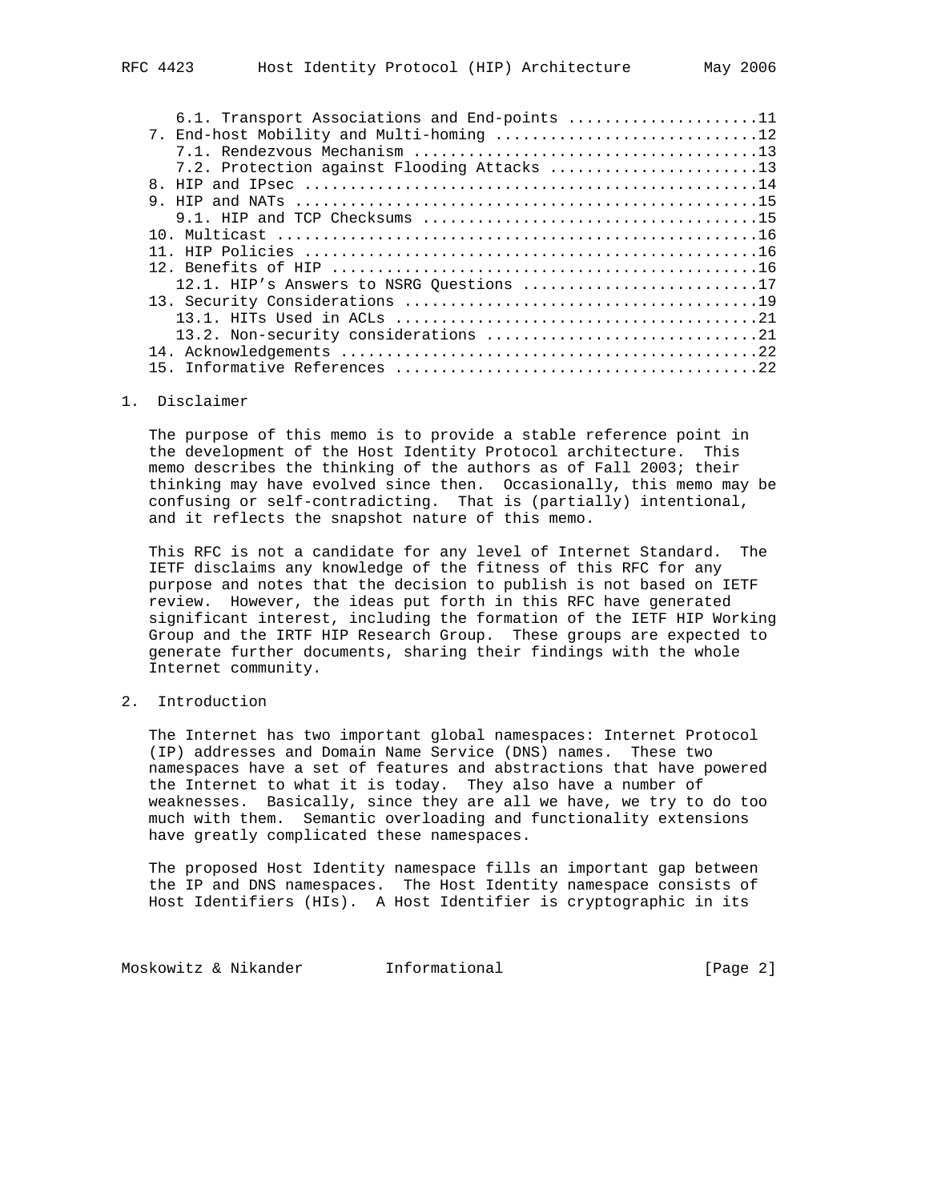6.1. Transport Associations and End-points .....................11
7. End-host Mobility and Multi-homing ............................12
7.1. Rendezvous Mechanism ......................................13
7.2. Protection against Flooding Attacks .......................13
8. HIP and IPsec .................................................14
9. HIP and NATs ..................................................15
9.1. HIP and TCP Checksums .....................................15
10. Multicast ....................................................16
11. HIP Policies .................................................16
12. Benefits of HIP ..............................................16
12.1. HIP's Answers to NSRG Questions ..........................17
13. Security Considerations ......................................19
13.1. HITs Used in ACLs ........................................21
13.2. Non-security considerations ..............................21
14. Acknowledgements .............................................22
15. Informative References .......................................22

## 1. Disclaimer

The purpose of this memo is to provide a stable reference point in the development of the Host Identity Protocol architecture. This memo describes the thinking of the authors as of Fall 2003; their thinking may have evolved since then. Occasionally, this memo may be confusing or self-contradicting. That is (partially) intentional, and it reflects the snapshot nature of this memo.

This RFC is not a candidate for any level of Internet Standard. The IETF disclaims any knowledge of the fitness of this RFC for any purpose and notes that the decision to publish is not based on IETF review. However, the ideas put forth in this RFC have generated significant interest, including the formation of the IETF HIP Working Group and the IRTF HIP Research Group. These groups are expected to generate further documents, sharing their findings with the whole Internet community.

## 2. Introduction

The Internet has two important global namespaces: Internet Protocol (IP) addresses and Domain Name Service (DNS) names. These two namespaces have a set of features and abstractions that have powered the Internet to what it is today. They also have a number of weaknesses. Basically, since they are all we have, we try to do too much with them. Semantic overloading and functionality extensions have greatly complicated these namespaces.

The proposed Host Identity namespace fills an important gap between the IP and DNS namespaces. The Host Identity namespace consists of Host Identifiers (HIs). A Host Identifier is cryptographic in its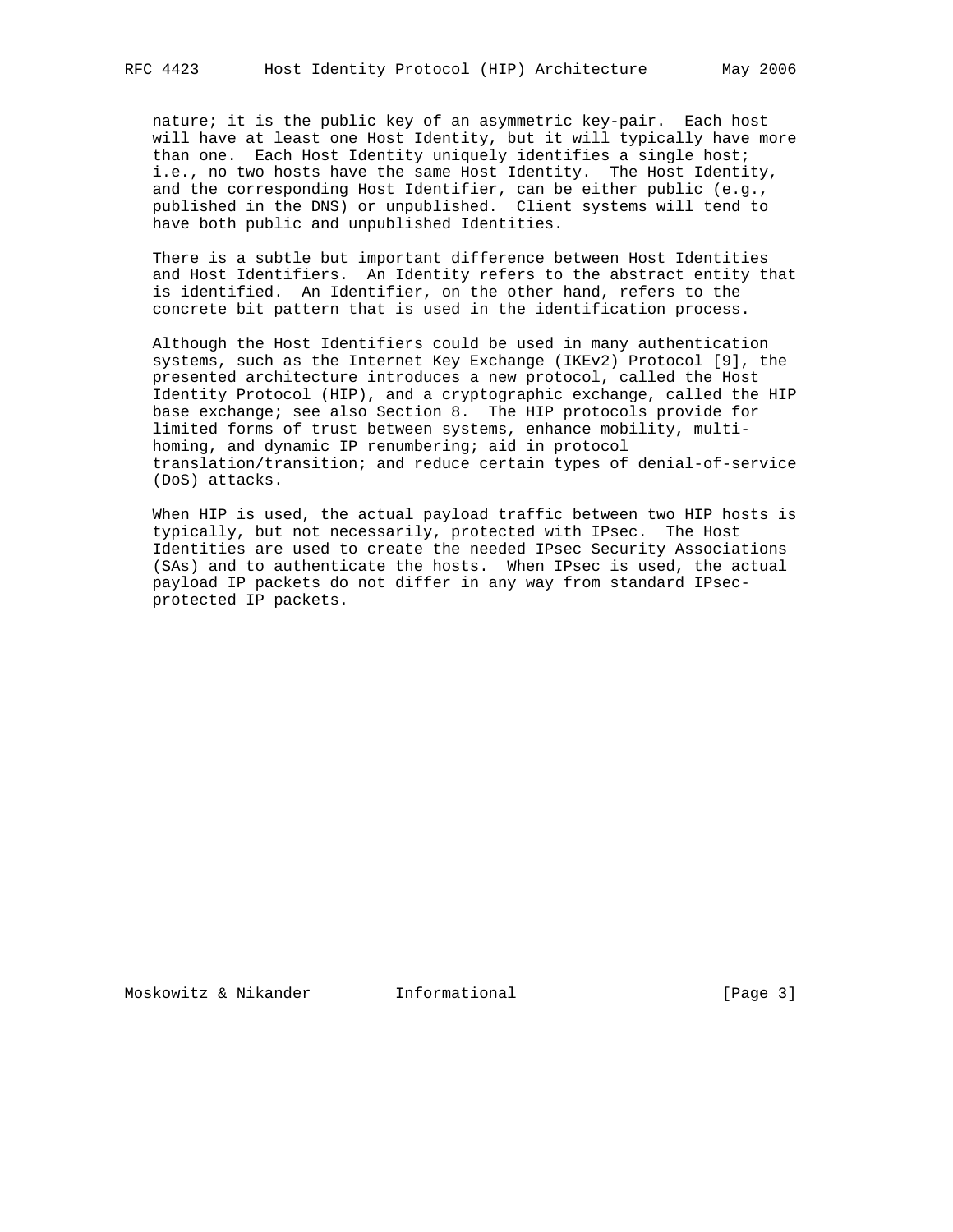nature; it is the public key of an asymmetric key-pair. Each host will have at least one Host Identity, but it will typically have more than one. Each Host Identity uniquely identifies a single host; i.e., no two hosts have the same Host Identity. The Host Identity, and the corresponding Host Identifier, can be either public (e.g., published in the DNS) or unpublished. Client systems will tend to have both public and unpublished Identities.

There is a subtle but important difference between Host Identities and Host Identifiers. An Identity refers to the abstract entity that is identified. An Identifier, on the other hand, refers to the concrete bit pattern that is used in the identification process.

Although the Host Identifiers could be used in many authentication systems, such as the Internet Key Exchange (IKEv2) Protocol [9], the presented architecture introduces a new protocol, called the Host Identity Protocol (HIP), and a cryptographic exchange, called the HIP base exchange; see also Section 8. The HIP protocols provide for limited forms of trust between systems, enhance mobility, multi-homing, and dynamic IP renumbering; aid in protocol translation/transition; and reduce certain types of denial-of-service (DoS) attacks.

When HIP is used, the actual payload traffic between two HIP hosts is typically, but not necessarily, protected with IPsec. The Host Identities are used to create the needed IPsec Security Associations (SAs) and to authenticate the hosts. When IPsec is used, the actual payload IP packets do not differ in any way from standard IPsec-protected IP packets.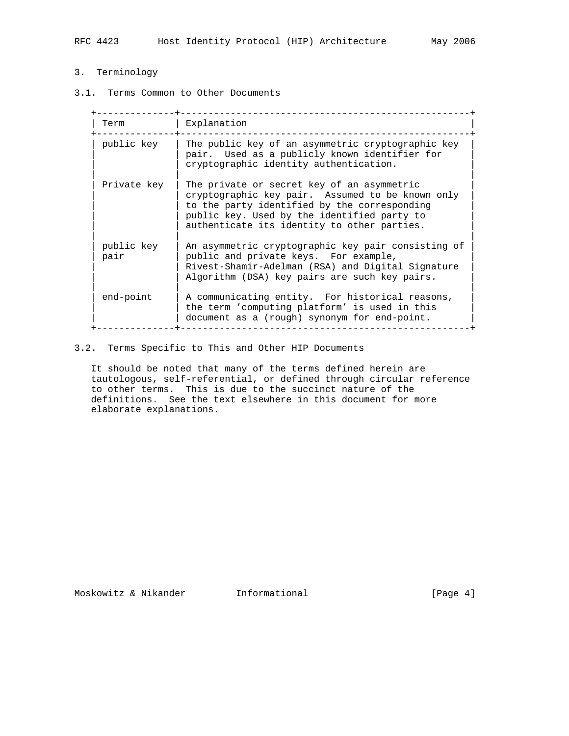## 3. Terminology

### 3.1. Terms Common to Other Documents

| Term | Explanation |
| --- | --- |
| public key | The public key of an asymmetric cryptographic key pair. Used as a publicly known identifier for cryptographic identity authentication. |
| Private key | The private or secret key of an asymmetric cryptographic key pair. Assumed to be known only to the party identified by the corresponding public key. Used by the identified party to authenticate its identity to other parties. |
| public key pair | An asymmetric cryptographic key pair consisting of public and private keys. For example, Rivest-Shamir-Adelman (RSA) and Digital Signature Algorithm (DSA) key pairs are such key pairs. |
| end-point | A communicating entity. For historical reasons, the term 'computing platform' is used in this document as a (rough) synonym for end-point. |

### 3.2. Terms Specific to This and Other HIP Documents

It should be noted that many of the terms defined herein are tautologous, self-referential, or defined through circular reference to other terms. This is due to the succinct nature of the definitions. See the text elsewhere in this document for more elaborate explanations.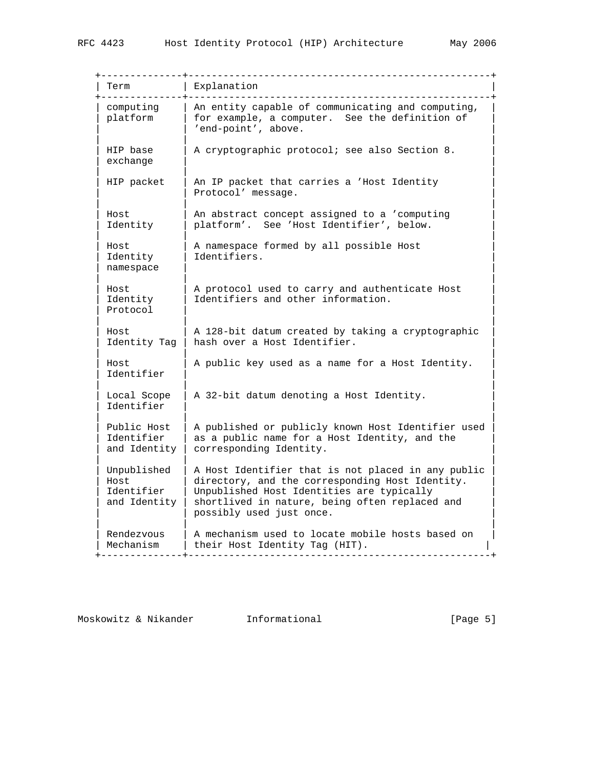| Term | Explanation |
| --- | --- |
| computing platform | An entity capable of communicating and computing, for example, a computer. See the definition of 'end-point', above. |
| HIP base exchange | A cryptographic protocol; see also Section 8. |
| HIP packet | An IP packet that carries a 'Host Identity Protocol' message. |
| Host Identity | An abstract concept assigned to a 'computing platform'. See 'Host Identifier', below. |
| Host Identity namespace | A namespace formed by all possible Host Identifiers. |
| Host Identity Protocol | A protocol used to carry and authenticate Host Identifiers and other information. |
| Host Identity Tag | A 128-bit datum created by taking a cryptographic hash over a Host Identifier. |
| Host Identifier | A public key used as a name for a Host Identity. |
| Local Scope Identifier | A 32-bit datum denoting a Host Identity. |
| Public Host Identifier and Identity | A published or publicly known Host Identifier used as a public name for a Host Identity, and the corresponding Identity. |
| Unpublished Host Identifier and Identity | A Host Identifier that is not placed in any public directory, and the corresponding Host Identity. Unpublished Host Identities are typically shortlived in nature, being often replaced and possibly used just once. |
| Rendezvous Mechanism | A mechanism used to locate mobile hosts based on their Host Identity Tag (HIT). |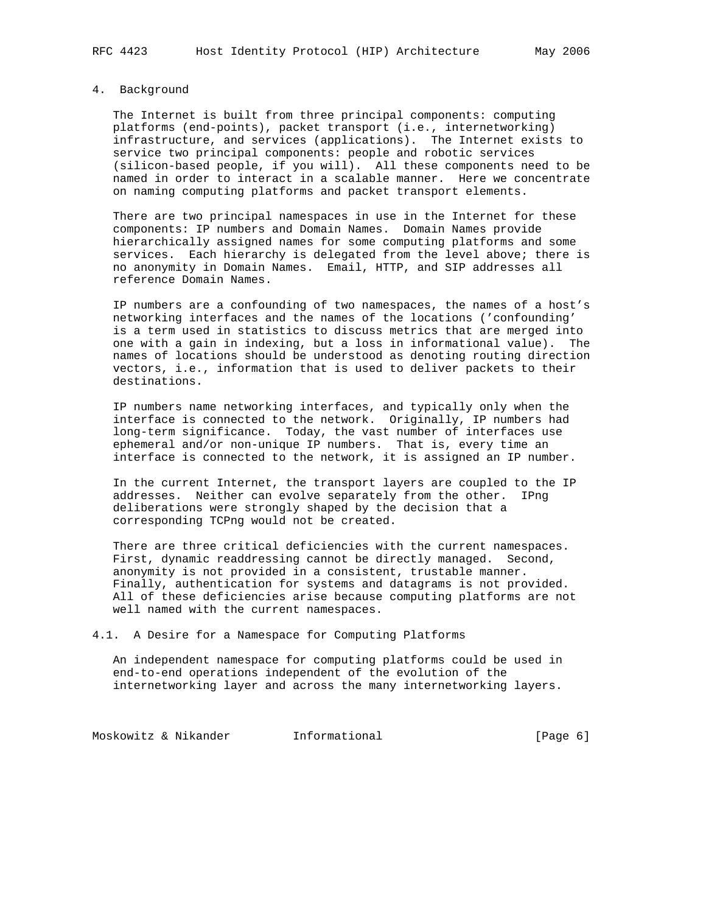## 4. Background

The Internet is built from three principal components: computing platforms (end-points), packet transport (i.e., internetworking) infrastructure, and services (applications). The Internet exists to service two principal components: people and robotic services (silicon-based people, if you will). All these components need to be named in order to interact in a scalable manner. Here we concentrate on naming computing platforms and packet transport elements.

There are two principal namespaces in use in the Internet for these components: IP numbers and Domain Names. Domain Names provide hierarchically assigned names for some computing platforms and some services. Each hierarchy is delegated from the level above; there is no anonymity in Domain Names. Email, HTTP, and SIP addresses all reference Domain Names.

IP numbers are a confounding of two namespaces, the names of a host's networking interfaces and the names of the locations ('confounding' is a term used in statistics to discuss metrics that are merged into one with a gain in indexing, but a loss in informational value). The names of locations should be understood as denoting routing direction vectors, i.e., information that is used to deliver packets to their destinations.

IP numbers name networking interfaces, and typically only when the interface is connected to the network. Originally, IP numbers had long-term significance. Today, the vast number of interfaces use ephemeral and/or non-unique IP numbers. That is, every time an interface is connected to the network, it is assigned an IP number.

In the current Internet, the transport layers are coupled to the IP addresses. Neither can evolve separately from the other. IPng deliberations were strongly shaped by the decision that a corresponding TCPng would not be created.

There are three critical deficiencies with the current namespaces. First, dynamic readdressing cannot be directly managed. Second, anonymity is not provided in a consistent, trustable manner. Finally, authentication for systems and datagrams is not provided. All of these deficiencies arise because computing platforms are not well named with the current namespaces.

### 4.1. A Desire for a Namespace for Computing Platforms

An independent namespace for computing platforms could be used in end-to-end operations independent of the evolution of the internetworking layer and across the many internetworking layers.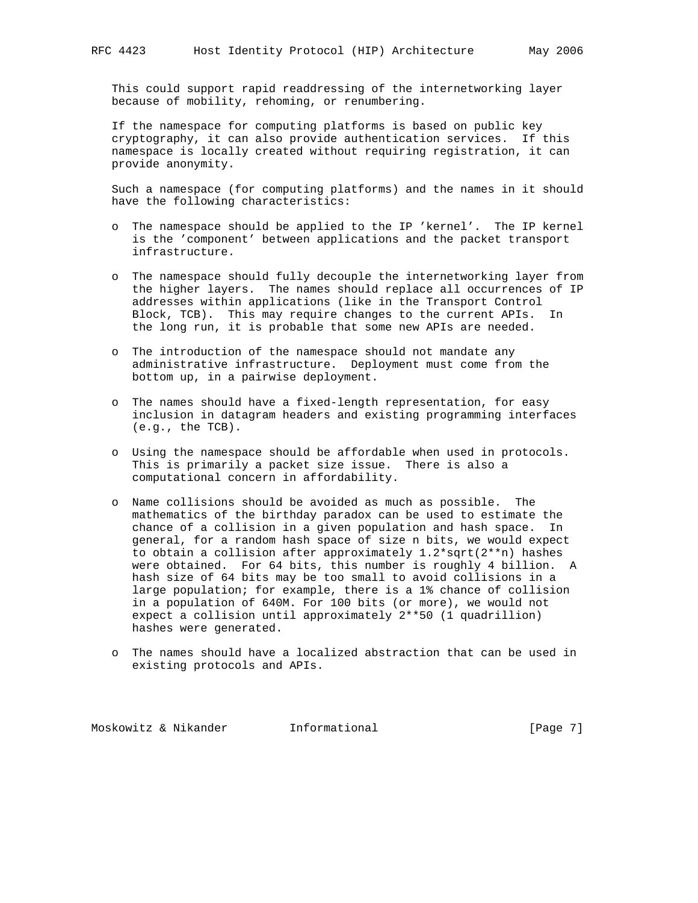This could support rapid readdressing of the internetworking layer because of mobility, rehoming, or renumbering.

If the namespace for computing platforms is based on public key cryptography, it can also provide authentication services. If this namespace is locally created without requiring registration, it can provide anonymity.

Such a namespace (for computing platforms) and the names in it should have the following characteristics:

- The namespace should be applied to the IP 'kernel'. The IP kernel is the 'component' between applications and the packet transport infrastructure.
- The namespace should fully decouple the internetworking layer from the higher layers. The names should replace all occurrences of IP addresses within applications (like in the Transport Control Block, TCB). This may require changes to the current APIs. In the long run, it is probable that some new APIs are needed.
- The introduction of the namespace should not mandate any administrative infrastructure. Deployment must come from the bottom up, in a pairwise deployment.
- The names should have a fixed-length representation, for easy inclusion in datagram headers and existing programming interfaces (e.g., the TCB).
- Using the namespace should be affordable when used in protocols. This is primarily a packet size issue. There is also a computational concern in affordability.
- Name collisions should be avoided as much as possible. The mathematics of the birthday paradox can be used to estimate the chance of a collision in a given population and hash space. In general, for a random hash space of size n bits, we would expect to obtain a collision after approximately 1.2*sqrt(2**n) hashes were obtained. For 64 bits, this number is roughly 4 billion. A hash size of 64 bits may be too small to avoid collisions in a large population; for example, there is a 1% chance of collision in a population of 640M. For 100 bits (or more), we would not expect a collision until approximately 2**50 (1 quadrillion) hashes were generated.
- The names should have a localized abstraction that can be used in existing protocols and APIs.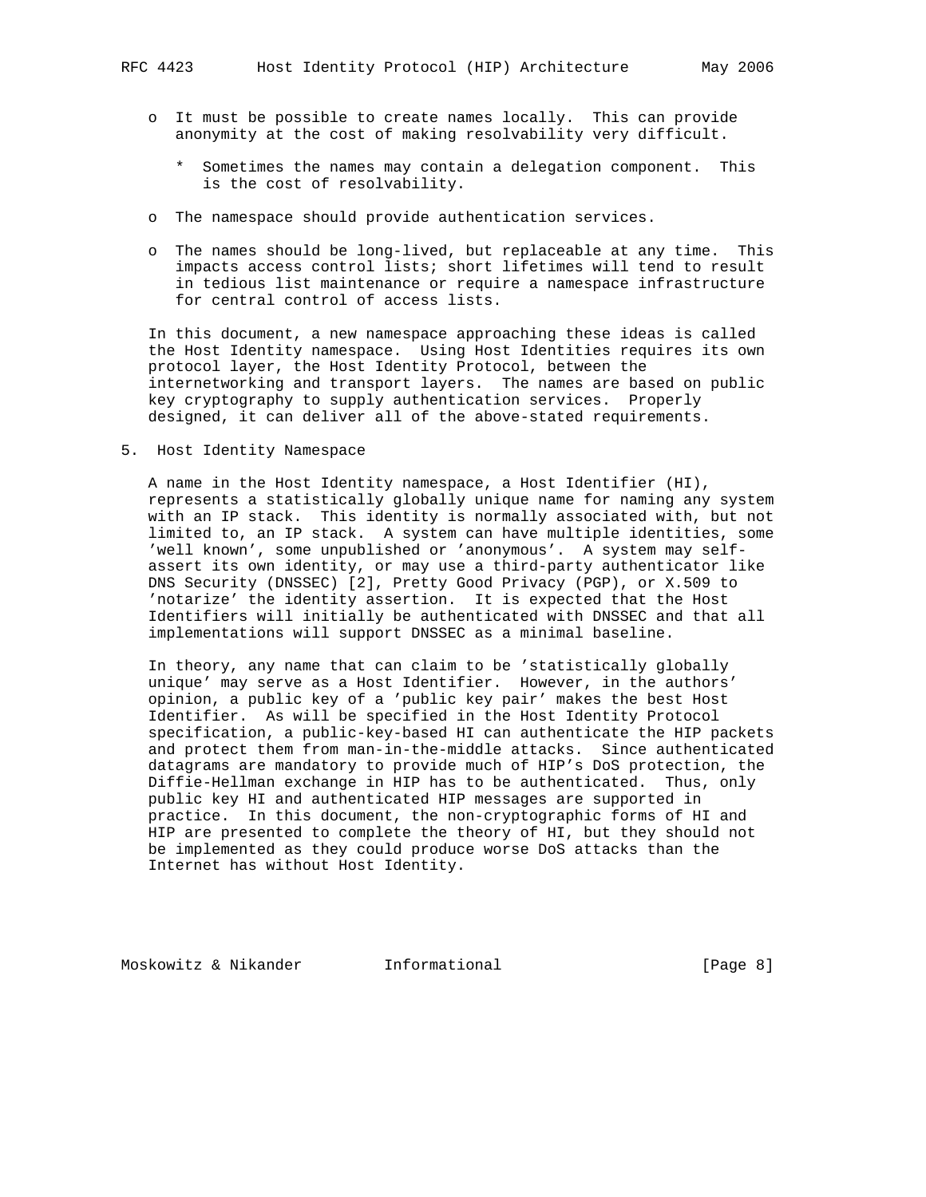- It must be possible to create names locally. This can provide anonymity at the cost of making resolvability very difficult.

  * Sometimes the names may contain a delegation component. This is the cost of resolvability.

- The namespace should provide authentication services.

- The names should be long-lived, but replaceable at any time. This impacts access control lists; short lifetimes will tend to result in tedious list maintenance or require a namespace infrastructure for central control of access lists.

In this document, a new namespace approaching these ideas is called the Host Identity namespace. Using Host Identities requires its own protocol layer, the Host Identity Protocol, between the internetworking and transport layers. The names are based on public key cryptography to supply authentication services. Properly designed, it can deliver all of the above-stated requirements.

## 5. Host Identity Namespace

A name in the Host Identity namespace, a Host Identifier (HI), represents a statistically globally unique name for naming any system with an IP stack. This identity is normally associated with, but not limited to, an IP stack. A system can have multiple identities, some 'well known', some unpublished or 'anonymous'. A system may self-assert its own identity, or may use a third-party authenticator like DNS Security (DNSSEC) [2], Pretty Good Privacy (PGP), or X.509 to 'notarize' the identity assertion. It is expected that the Host Identifiers will initially be authenticated with DNSSEC and that all implementations will support DNSSEC as a minimal baseline.

In theory, any name that can claim to be 'statistically globally unique' may serve as a Host Identifier. However, in the authors' opinion, a public key of a 'public key pair' makes the best Host Identifier. As will be specified in the Host Identity Protocol specification, a public-key-based HI can authenticate the HIP packets and protect them from man-in-the-middle attacks. Since authenticated datagrams are mandatory to provide much of HIP's DoS protection, the Diffie-Hellman exchange in HIP has to be authenticated. Thus, only public key HI and authenticated HIP messages are supported in practice. In this document, the non-cryptographic forms of HI and HIP are presented to complete the theory of HI, but they should not be implemented as they could produce worse DoS attacks than the Internet has without Host Identity.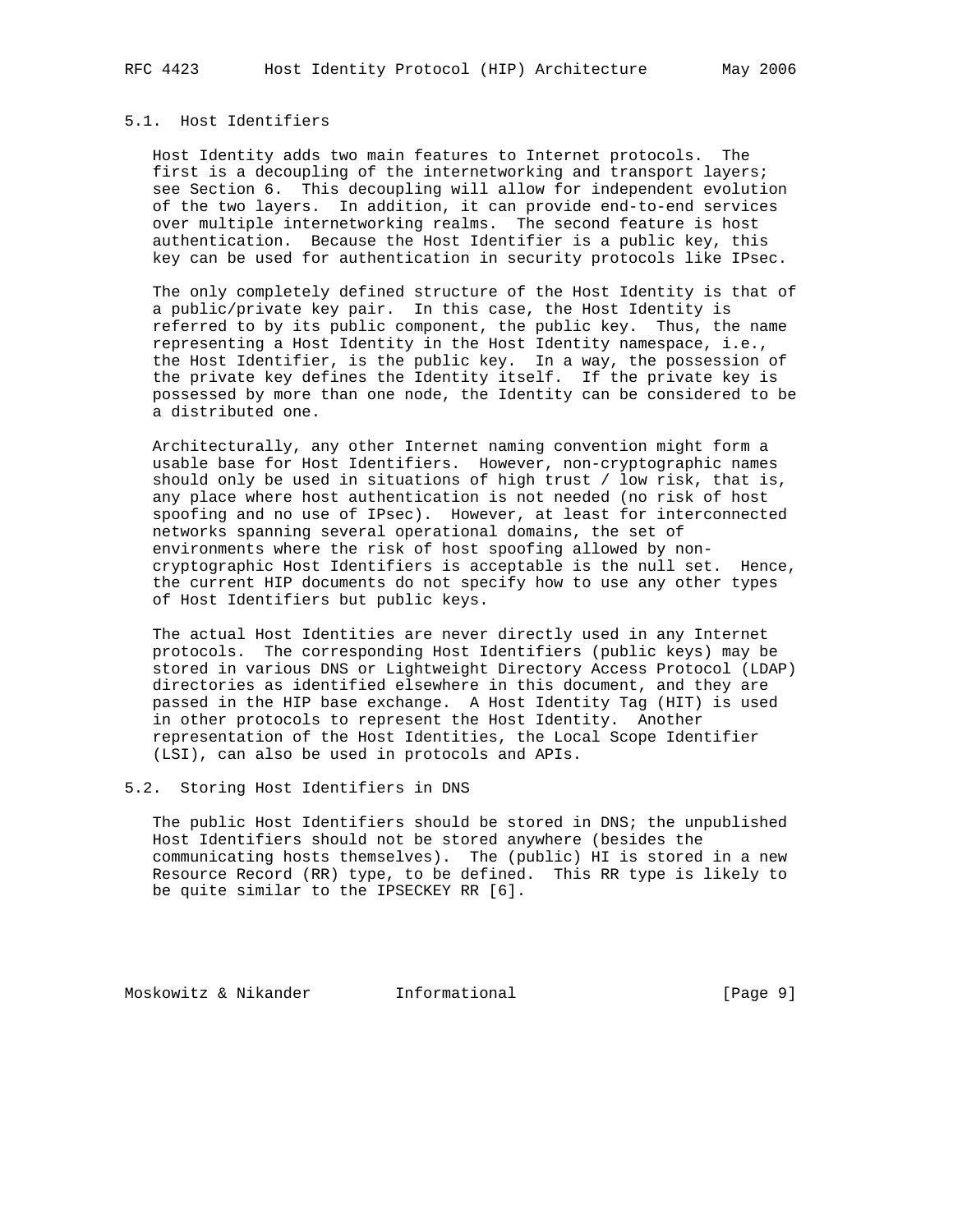### 5.1. Host Identifiers

Host Identity adds two main features to Internet protocols. The first is a decoupling of the internetworking and transport layers; see Section 6. This decoupling will allow for independent evolution of the two layers. In addition, it can provide end-to-end services over multiple internetworking realms. The second feature is host authentication. Because the Host Identifier is a public key, this key can be used for authentication in security protocols like IPsec.

The only completely defined structure of the Host Identity is that of a public/private key pair. In this case, the Host Identity is referred to by its public component, the public key. Thus, the name representing a Host Identity in the Host Identity namespace, i.e., the Host Identifier, is the public key. In a way, the possession of the private key defines the Identity itself. If the private key is possessed by more than one node, the Identity can be considered to be a distributed one.

Architecturally, any other Internet naming convention might form a usable base for Host Identifiers. However, non-cryptographic names should only be used in situations of high trust / low risk, that is, any place where host authentication is not needed (no risk of host spoofing and no use of IPsec). However, at least for interconnected networks spanning several operational domains, the set of environments where the risk of host spoofing allowed by non-cryptographic Host Identifiers is acceptable is the null set. Hence, the current HIP documents do not specify how to use any other types of Host Identifiers but public keys.

The actual Host Identities are never directly used in any Internet protocols. The corresponding Host Identifiers (public keys) may be stored in various DNS or Lightweight Directory Access Protocol (LDAP) directories as identified elsewhere in this document, and they are passed in the HIP base exchange. A Host Identity Tag (HIT) is used in other protocols to represent the Host Identity. Another representation of the Host Identities, the Local Scope Identifier (LSI), can also be used in protocols and APIs.

### 5.2. Storing Host Identifiers in DNS

The public Host Identifiers should be stored in DNS; the unpublished Host Identifiers should not be stored anywhere (besides the communicating hosts themselves). The (public) HI is stored in a new Resource Record (RR) type, to be defined. This RR type is likely to be quite similar to the IPSECKEY RR [6].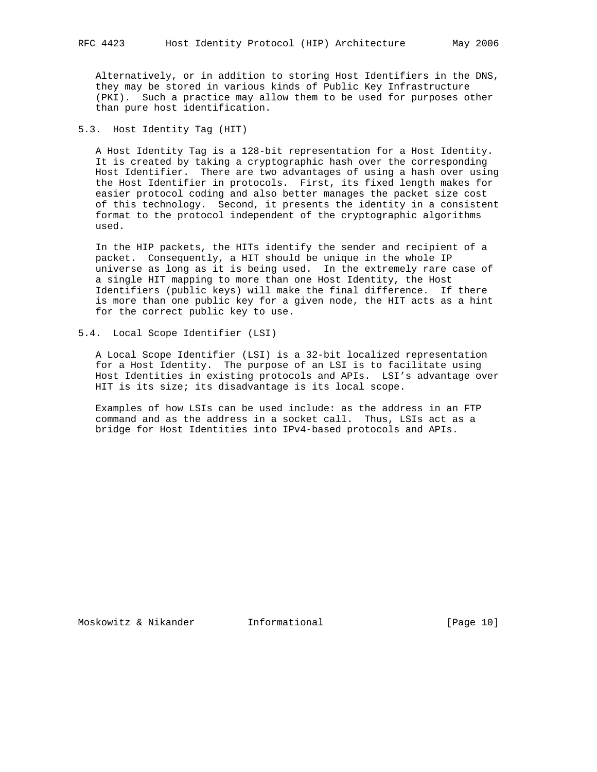Alternatively, or in addition to storing Host Identifiers in the DNS, they may be stored in various kinds of Public Key Infrastructure (PKI). Such a practice may allow them to be used for purposes other than pure host identification.

## 5.3. Host Identity Tag (HIT)

A Host Identity Tag is a 128-bit representation for a Host Identity. It is created by taking a cryptographic hash over the corresponding Host Identifier. There are two advantages of using a hash over using the Host Identifier in protocols. First, its fixed length makes for easier protocol coding and also better manages the packet size cost of this technology. Second, it presents the identity in a consistent format to the protocol independent of the cryptographic algorithms used.

In the HIP packets, the HITs identify the sender and recipient of a packet. Consequently, a HIT should be unique in the whole IP universe as long as it is being used. In the extremely rare case of a single HIT mapping to more than one Host Identity, the Host Identifiers (public keys) will make the final difference. If there is more than one public key for a given node, the HIT acts as a hint for the correct public key to use.

## 5.4. Local Scope Identifier (LSI)

A Local Scope Identifier (LSI) is a 32-bit localized representation for a Host Identity. The purpose of an LSI is to facilitate using Host Identities in existing protocols and APIs. LSI's advantage over HIT is its size; its disadvantage is its local scope.

Examples of how LSIs can be used include: as the address in an FTP command and as the address in a socket call. Thus, LSIs act as a bridge for Host Identities into IPv4-based protocols and APIs.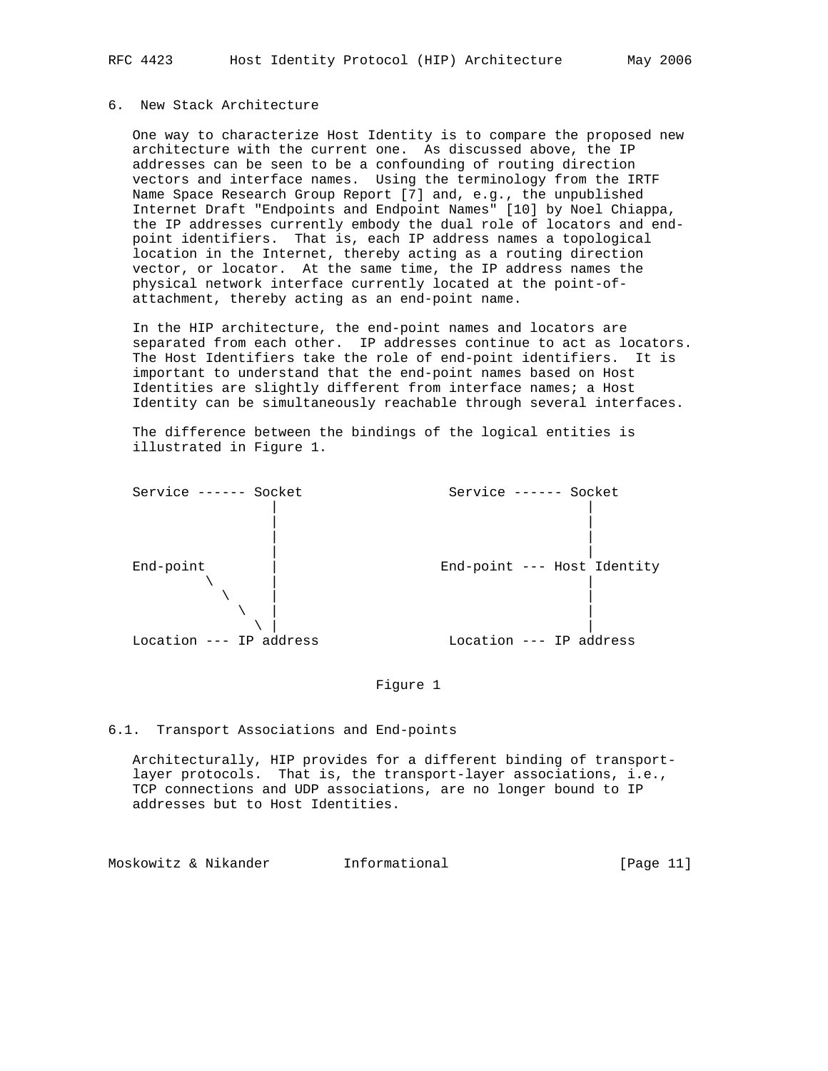## 6. New Stack Architecture

One way to characterize Host Identity is to compare the proposed new architecture with the current one. As discussed above, the IP addresses can be seen to be a confounding of routing direction vectors and interface names. Using the terminology from the IRTF Name Space Research Group Report [7] and, e.g., the unpublished Internet Draft "Endpoints and Endpoint Names" [10] by Noel Chiappa, the IP addresses currently embody the dual role of locators and end-point identifiers. That is, each IP address names a topological location in the Internet, thereby acting as a routing direction vector, or locator. At the same time, the IP address names the physical network interface currently located at the point-of-attachment, thereby acting as an end-point name.

In the HIP architecture, the end-point names and locators are separated from each other. IP addresses continue to act as locators. The Host Identifiers take the role of end-point identifiers. It is important to understand that the end-point names based on Host Identities are slightly different from interface names; a Host Identity can be simultaneously reachable through several interfaces.

The difference between the bindings of the logical entities is illustrated in Figure 1.

```
Service ------ Socket                 Service ------ Socket
                |                                     |
                |                                     |
                |                                     |
                |                                     |
End-point       |                    End-point --- Host Identity
        \       |                                     |
          \     |                                     |
            \   |                                     |
              \ |                                     |
Location --- IP address               Location --- IP address
```

Figure 1

### 6.1. Transport Associations and End-points

Architecturally, HIP provides for a different binding of transport-layer protocols. That is, the transport-layer associations, i.e., TCP connections and UDP associations, are no longer bound to IP addresses but to Host Identities.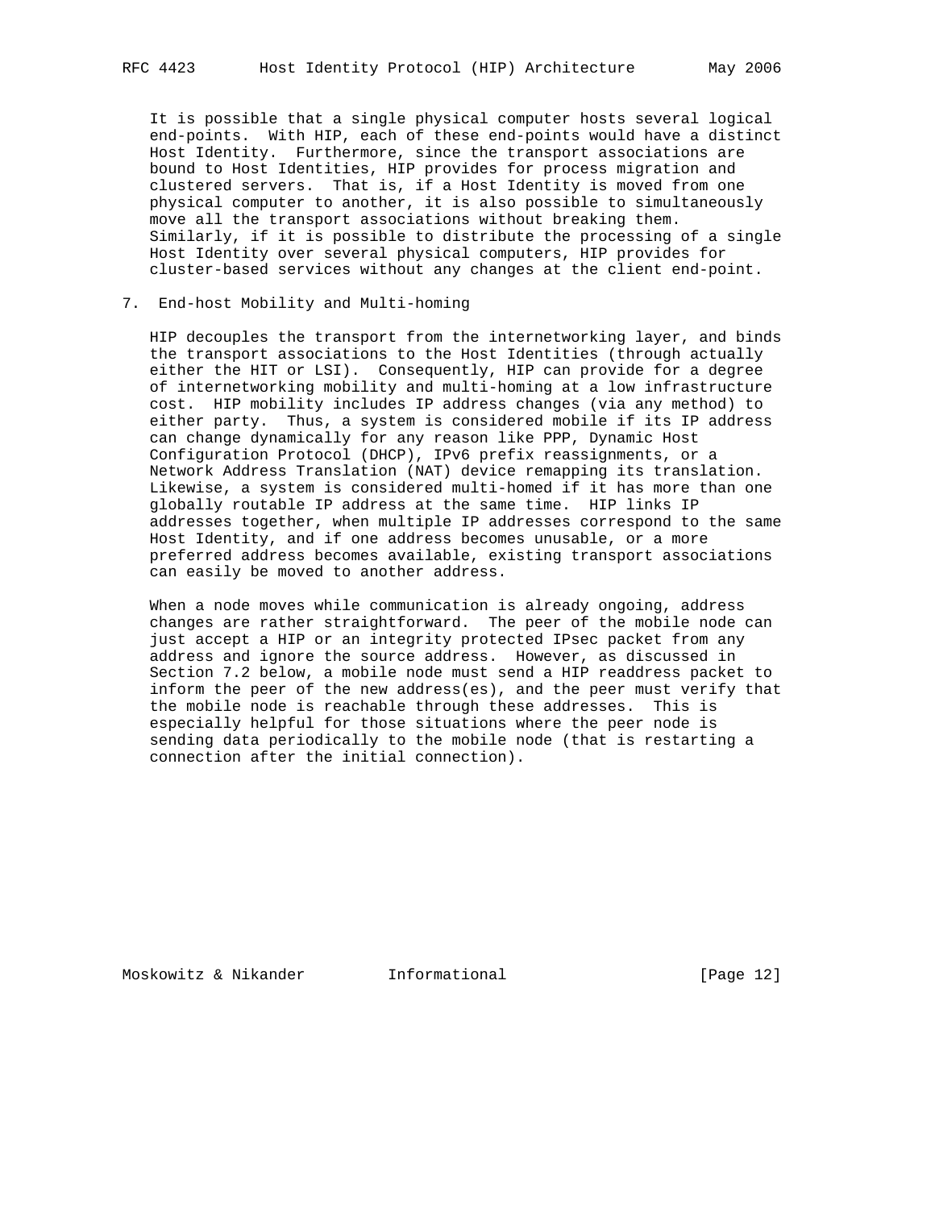It is possible that a single physical computer hosts several logical end-points. With HIP, each of these end-points would have a distinct Host Identity. Furthermore, since the transport associations are bound to Host Identities, HIP provides for process migration and clustered servers. That is, if a Host Identity is moved from one physical computer to another, it is also possible to simultaneously move all the transport associations without breaking them. Similarly, if it is possible to distribute the processing of a single Host Identity over several physical computers, HIP provides for cluster-based services without any changes at the client end-point.

## 7. End-host Mobility and Multi-homing

HIP decouples the transport from the internetworking layer, and binds the transport associations to the Host Identities (through actually either the HIT or LSI). Consequently, HIP can provide for a degree of internetworking mobility and multi-homing at a low infrastructure cost. HIP mobility includes IP address changes (via any method) to either party. Thus, a system is considered mobile if its IP address can change dynamically for any reason like PPP, Dynamic Host Configuration Protocol (DHCP), IPv6 prefix reassignments, or a Network Address Translation (NAT) device remapping its translation. Likewise, a system is considered multi-homed if it has more than one globally routable IP address at the same time. HIP links IP addresses together, when multiple IP addresses correspond to the same Host Identity, and if one address becomes unusable, or a more preferred address becomes available, existing transport associations can easily be moved to another address.

When a node moves while communication is already ongoing, address changes are rather straightforward. The peer of the mobile node can just accept a HIP or an integrity protected IPsec packet from any address and ignore the source address. However, as discussed in Section 7.2 below, a mobile node must send a HIP readdress packet to inform the peer of the new address(es), and the peer must verify that the mobile node is reachable through these addresses. This is especially helpful for those situations where the peer node is sending data periodically to the mobile node (that is restarting a connection after the initial connection).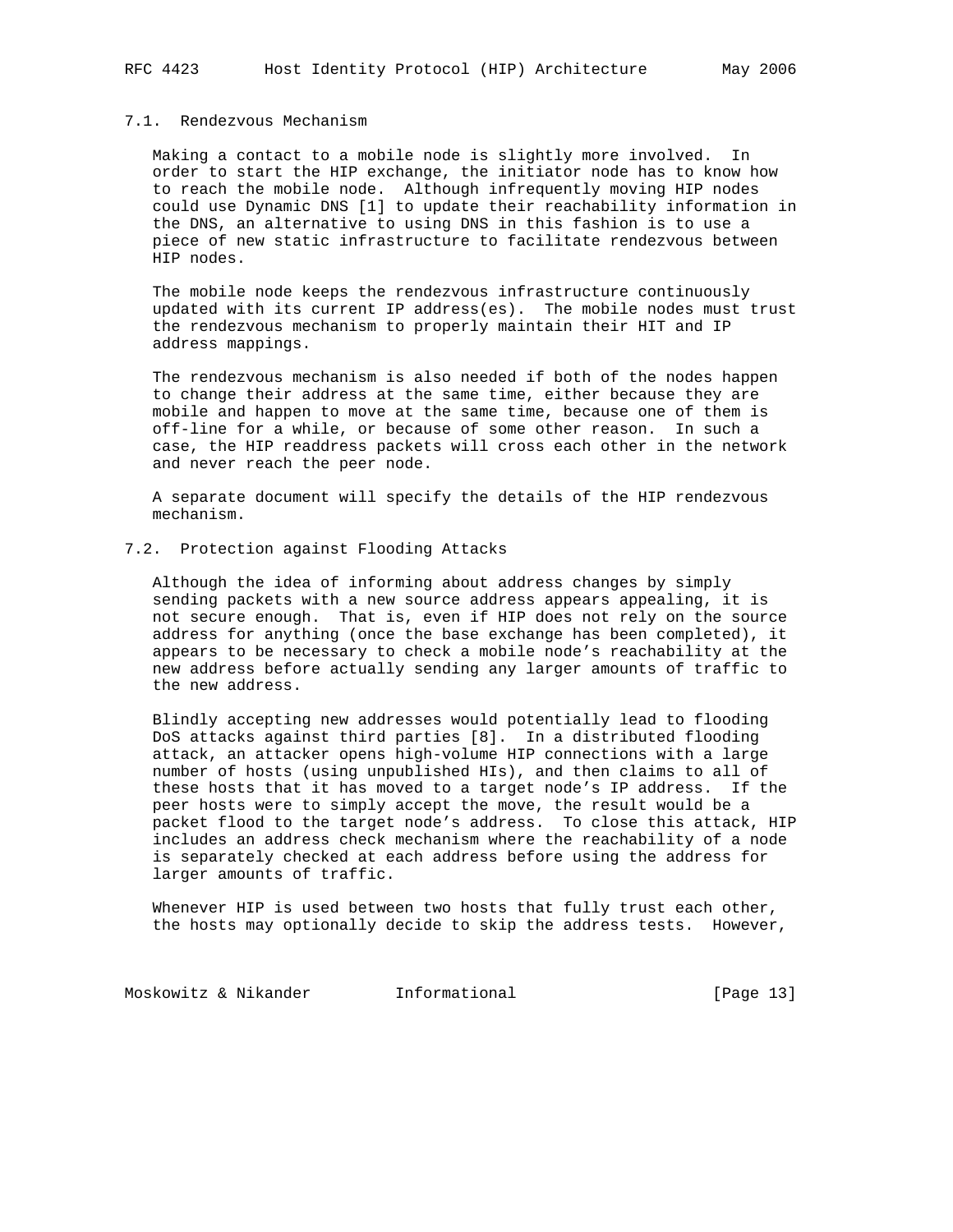### 7.1. Rendezvous Mechanism

Making a contact to a mobile node is slightly more involved. In order to start the HIP exchange, the initiator node has to know how to reach the mobile node. Although infrequently moving HIP nodes could use Dynamic DNS [1] to update their reachability information in the DNS, an alternative to using DNS in this fashion is to use a piece of new static infrastructure to facilitate rendezvous between HIP nodes.

The mobile node keeps the rendezvous infrastructure continuously updated with its current IP address(es). The mobile nodes must trust the rendezvous mechanism to properly maintain their HIT and IP address mappings.

The rendezvous mechanism is also needed if both of the nodes happen to change their address at the same time, either because they are mobile and happen to move at the same time, because one of them is off-line for a while, or because of some other reason. In such a case, the HIP readdress packets will cross each other in the network and never reach the peer node.

A separate document will specify the details of the HIP rendezvous mechanism.

### 7.2. Protection against Flooding Attacks

Although the idea of informing about address changes by simply sending packets with a new source address appears appealing, it is not secure enough. That is, even if HIP does not rely on the source address for anything (once the base exchange has been completed), it appears to be necessary to check a mobile node's reachability at the new address before actually sending any larger amounts of traffic to the new address.

Blindly accepting new addresses would potentially lead to flooding DoS attacks against third parties [8]. In a distributed flooding attack, an attacker opens high-volume HIP connections with a large number of hosts (using unpublished HIs), and then claims to all of these hosts that it has moved to a target node's IP address. If the peer hosts were to simply accept the move, the result would be a packet flood to the target node's address. To close this attack, HIP includes an address check mechanism where the reachability of a node is separately checked at each address before using the address for larger amounts of traffic.

Whenever HIP is used between two hosts that fully trust each other, the hosts may optionally decide to skip the address tests. However,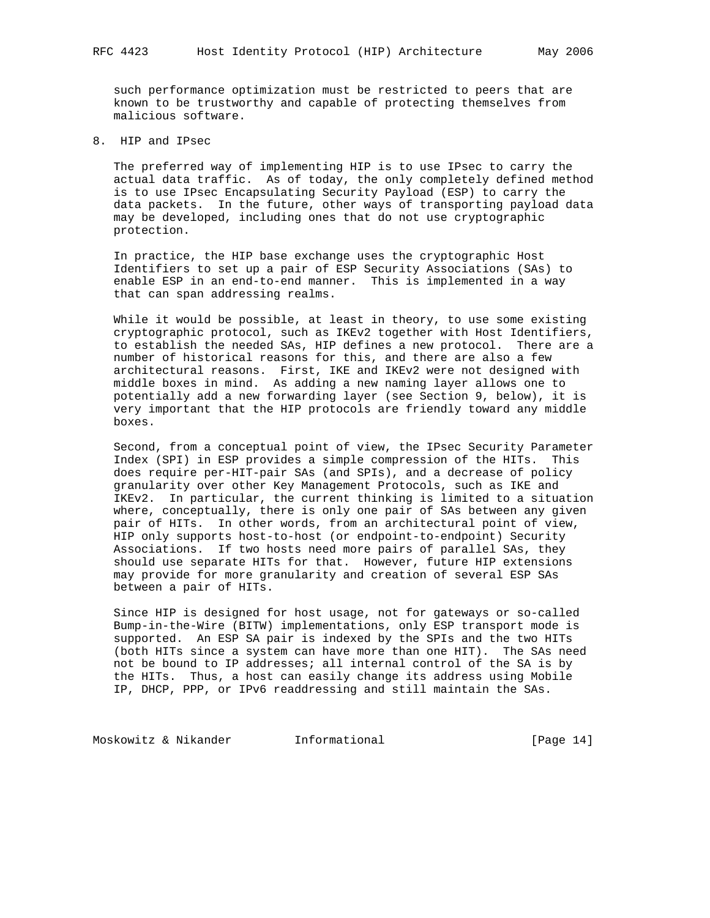such performance optimization must be restricted to peers that are known to be trustworthy and capable of protecting themselves from malicious software.

## 8. HIP and IPsec

The preferred way of implementing HIP is to use IPsec to carry the actual data traffic. As of today, the only completely defined method is to use IPsec Encapsulating Security Payload (ESP) to carry the data packets. In the future, other ways of transporting payload data may be developed, including ones that do not use cryptographic protection.

In practice, the HIP base exchange uses the cryptographic Host Identifiers to set up a pair of ESP Security Associations (SAs) to enable ESP in an end-to-end manner. This is implemented in a way that can span addressing realms.

While it would be possible, at least in theory, to use some existing cryptographic protocol, such as IKEv2 together with Host Identifiers, to establish the needed SAs, HIP defines a new protocol. There are a number of historical reasons for this, and there are also a few architectural reasons. First, IKE and IKEv2 were not designed with middle boxes in mind. As adding a new naming layer allows one to potentially add a new forwarding layer (see Section 9, below), it is very important that the HIP protocols are friendly toward any middle boxes.

Second, from a conceptual point of view, the IPsec Security Parameter Index (SPI) in ESP provides a simple compression of the HITs. This does require per-HIT-pair SAs (and SPIs), and a decrease of policy granularity over other Key Management Protocols, such as IKE and IKEv2. In particular, the current thinking is limited to a situation where, conceptually, there is only one pair of SAs between any given pair of HITs. In other words, from an architectural point of view, HIP only supports host-to-host (or endpoint-to-endpoint) Security Associations. If two hosts need more pairs of parallel SAs, they should use separate HITs for that. However, future HIP extensions may provide for more granularity and creation of several ESP SAs between a pair of HITs.

Since HIP is designed for host usage, not for gateways or so-called Bump-in-the-Wire (BITW) implementations, only ESP transport mode is supported. An ESP SA pair is indexed by the SPIs and the two HITs (both HITs since a system can have more than one HIT). The SAs need not be bound to IP addresses; all internal control of the SA is by the HITs. Thus, a host can easily change its address using Mobile IP, DHCP, PPP, or IPv6 readdressing and still maintain the SAs.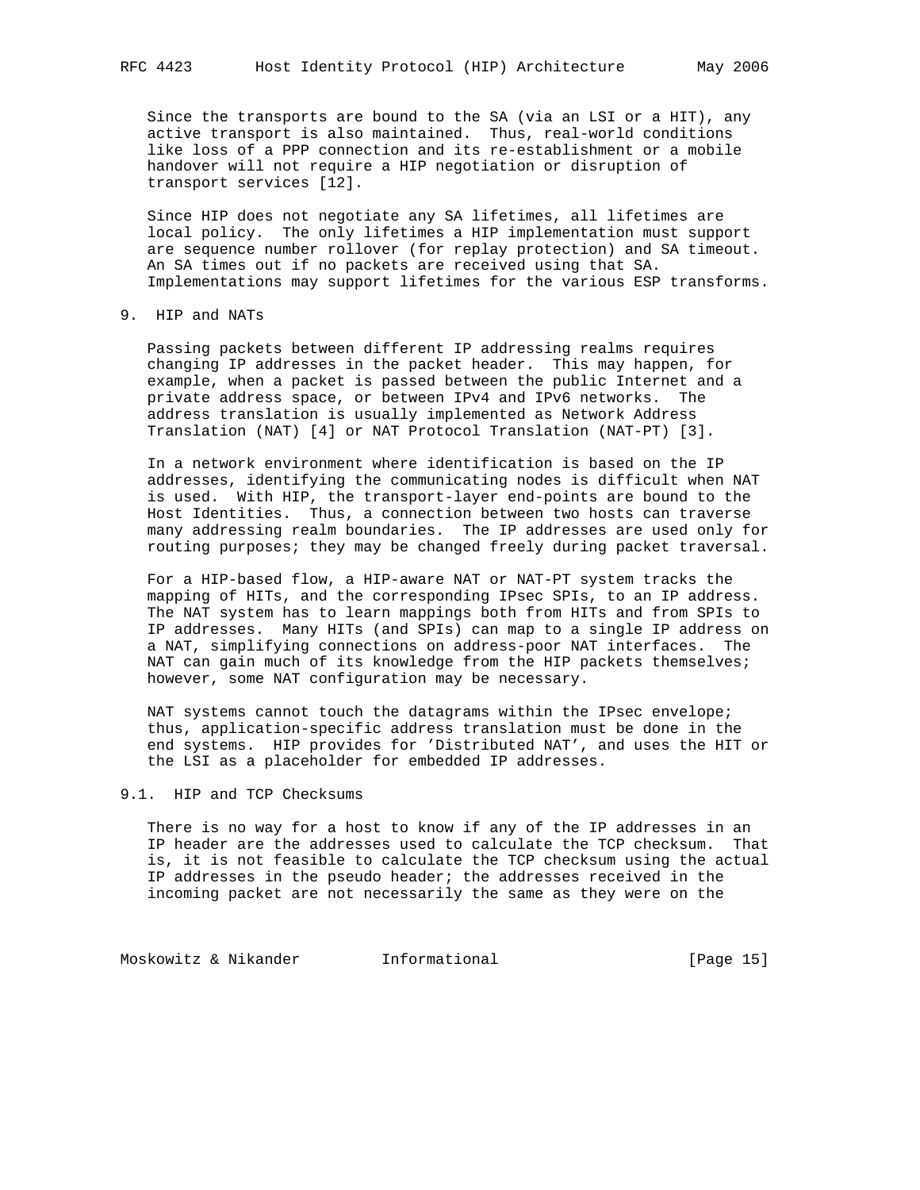Since the transports are bound to the SA (via an LSI or a HIT), any active transport is also maintained. Thus, real-world conditions like loss of a PPP connection and its re-establishment or a mobile handover will not require a HIP negotiation or disruption of transport services [12].

Since HIP does not negotiate any SA lifetimes, all lifetimes are local policy. The only lifetimes a HIP implementation must support are sequence number rollover (for replay protection) and SA timeout. An SA times out if no packets are received using that SA. Implementations may support lifetimes for the various ESP transforms.

## 9. HIP and NATs

Passing packets between different IP addressing realms requires changing IP addresses in the packet header. This may happen, for example, when a packet is passed between the public Internet and a private address space, or between IPv4 and IPv6 networks. The address translation is usually implemented as Network Address Translation (NAT) [4] or NAT Protocol Translation (NAT-PT) [3].

In a network environment where identification is based on the IP addresses, identifying the communicating nodes is difficult when NAT is used. With HIP, the transport-layer end-points are bound to the Host Identities. Thus, a connection between two hosts can traverse many addressing realm boundaries. The IP addresses are used only for routing purposes; they may be changed freely during packet traversal.

For a HIP-based flow, a HIP-aware NAT or NAT-PT system tracks the mapping of HITs, and the corresponding IPsec SPIs, to an IP address. The NAT system has to learn mappings both from HITs and from SPIs to IP addresses. Many HITs (and SPIs) can map to a single IP address on a NAT, simplifying connections on address-poor NAT interfaces. The NAT can gain much of its knowledge from the HIP packets themselves; however, some NAT configuration may be necessary.

NAT systems cannot touch the datagrams within the IPsec envelope; thus, application-specific address translation must be done in the end systems. HIP provides for 'Distributed NAT', and uses the HIT or the LSI as a placeholder for embedded IP addresses.

### 9.1. HIP and TCP Checksums

There is no way for a host to know if any of the IP addresses in an IP header are the addresses used to calculate the TCP checksum. That is, it is not feasible to calculate the TCP checksum using the actual IP addresses in the pseudo header; the addresses received in the incoming packet are not necessarily the same as they were on the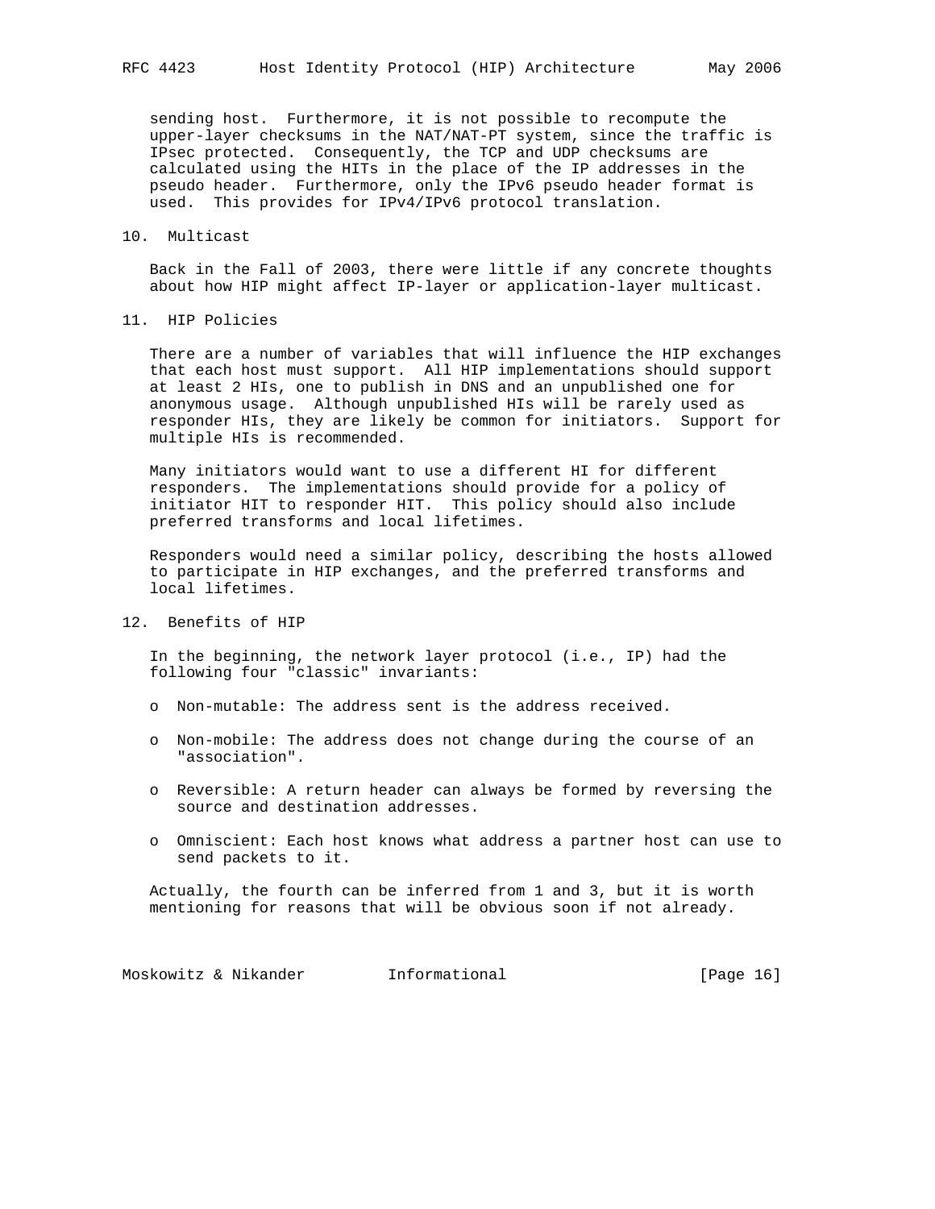sending host. Furthermore, it is not possible to recompute the upper-layer checksums in the NAT/NAT-PT system, since the traffic is IPsec protected. Consequently, the TCP and UDP checksums are calculated using the HITs in the place of the IP addresses in the pseudo header. Furthermore, only the IPv6 pseudo header format is used. This provides for IPv4/IPv6 protocol translation.

## 10. Multicast

Back in the Fall of 2003, there were little if any concrete thoughts about how HIP might affect IP-layer or application-layer multicast.

## 11. HIP Policies

There are a number of variables that will influence the HIP exchanges that each host must support. All HIP implementations should support at least 2 HIs, one to publish in DNS and an unpublished one for anonymous usage. Although unpublished HIs will be rarely used as responder HIs, they are likely be common for initiators. Support for multiple HIs is recommended.

Many initiators would want to use a different HI for different responders. The implementations should provide for a policy of initiator HIT to responder HIT. This policy should also include preferred transforms and local lifetimes.

Responders would need a similar policy, describing the hosts allowed to participate in HIP exchanges, and the preferred transforms and local lifetimes.

## 12. Benefits of HIP

In the beginning, the network layer protocol (i.e., IP) had the following four "classic" invariants:

- Non-mutable: The address sent is the address received.
- Non-mobile: The address does not change during the course of an "association".
- Reversible: A return header can always be formed by reversing the source and destination addresses.
- Omniscient: Each host knows what address a partner host can use to send packets to it.

Actually, the fourth can be inferred from 1 and 3, but it is worth mentioning for reasons that will be obvious soon if not already.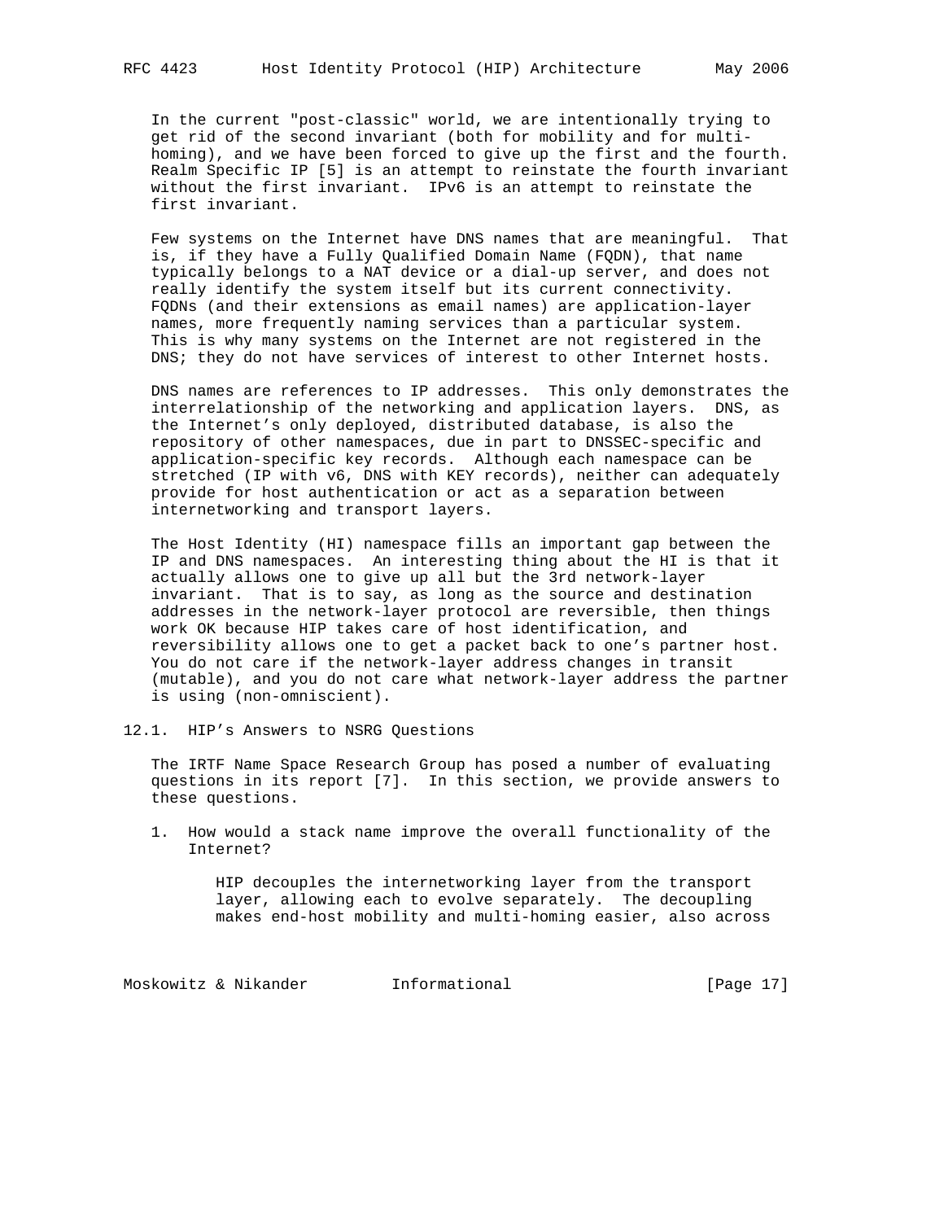In the current "post-classic" world, we are intentionally trying to get rid of the second invariant (both for mobility and for multi-homing), and we have been forced to give up the first and the fourth. Realm Specific IP [5] is an attempt to reinstate the fourth invariant without the first invariant. IPv6 is an attempt to reinstate the first invariant.

Few systems on the Internet have DNS names that are meaningful. That is, if they have a Fully Qualified Domain Name (FQDN), that name typically belongs to a NAT device or a dial-up server, and does not really identify the system itself but its current connectivity. FQDNs (and their extensions as email names) are application-layer names, more frequently naming services than a particular system. This is why many systems on the Internet are not registered in the DNS; they do not have services of interest to other Internet hosts.

DNS names are references to IP addresses. This only demonstrates the interrelationship of the networking and application layers. DNS, as the Internet's only deployed, distributed database, is also the repository of other namespaces, due in part to DNSSEC-specific and application-specific key records. Although each namespace can be stretched (IP with v6, DNS with KEY records), neither can adequately provide for host authentication or act as a separation between internetworking and transport layers.

The Host Identity (HI) namespace fills an important gap between the IP and DNS namespaces. An interesting thing about the HI is that it actually allows one to give up all but the 3rd network-layer invariant. That is to say, as long as the source and destination addresses in the network-layer protocol are reversible, then things work OK because HIP takes care of host identification, and reversibility allows one to get a packet back to one's partner host. You do not care if the network-layer address changes in transit (mutable), and you do not care what network-layer address the partner is using (non-omniscient).

## 12.1. HIP's Answers to NSRG Questions

The IRTF Name Space Research Group has posed a number of evaluating questions in its report [7]. In this section, we provide answers to these questions.

1. How would a stack name improve the overall functionality of the Internet?

   HIP decouples the internetworking layer from the transport layer, allowing each to evolve separately. The decoupling makes end-host mobility and multi-homing easier, also across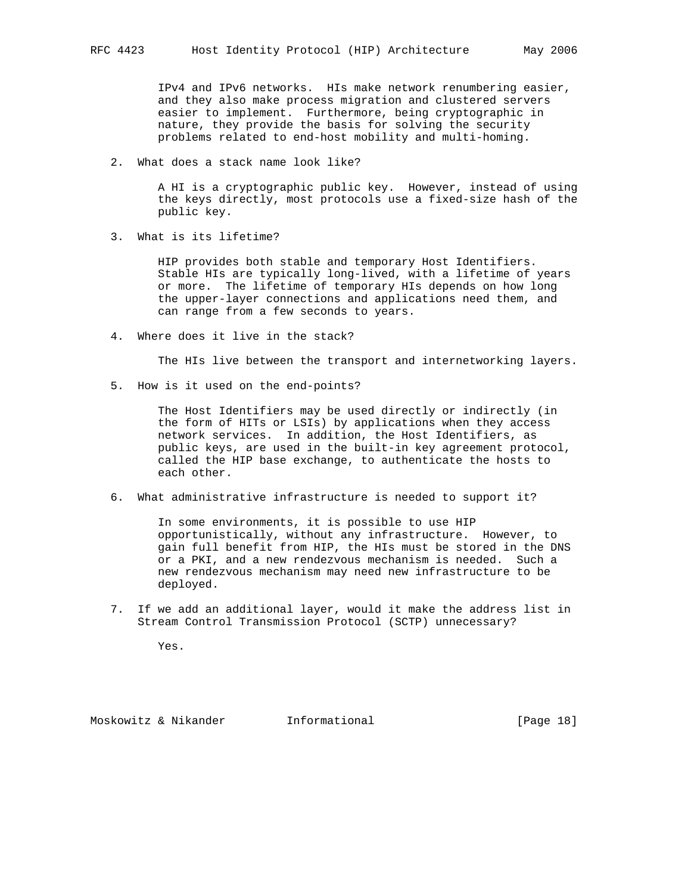IPv4 and IPv6 networks. HIs make network renumbering easier, and they also make process migration and clustered servers easier to implement. Furthermore, being cryptographic in nature, they provide the basis for solving the security problems related to end-host mobility and multi-homing.

2. What does a stack name look like?

   A HI is a cryptographic public key. However, instead of using the keys directly, most protocols use a fixed-size hash of the public key.

3. What is its lifetime?

   HIP provides both stable and temporary Host Identifiers. Stable HIs are typically long-lived, with a lifetime of years or more. The lifetime of temporary HIs depends on how long the upper-layer connections and applications need them, and can range from a few seconds to years.

4. Where does it live in the stack?

   The HIs live between the transport and internetworking layers.

5. How is it used on the end-points?

   The Host Identifiers may be used directly or indirectly (in the form of HITs or LSIs) by applications when they access network services. In addition, the Host Identifiers, as public keys, are used in the built-in key agreement protocol, called the HIP base exchange, to authenticate the hosts to each other.

6. What administrative infrastructure is needed to support it?

   In some environments, it is possible to use HIP opportunistically, without any infrastructure. However, to gain full benefit from HIP, the HIs must be stored in the DNS or a PKI, and a new rendezvous mechanism is needed. Such a new rendezvous mechanism may need new infrastructure to be deployed.

7. If we add an additional layer, would it make the address list in Stream Control Transmission Protocol (SCTP) unnecessary?

   Yes.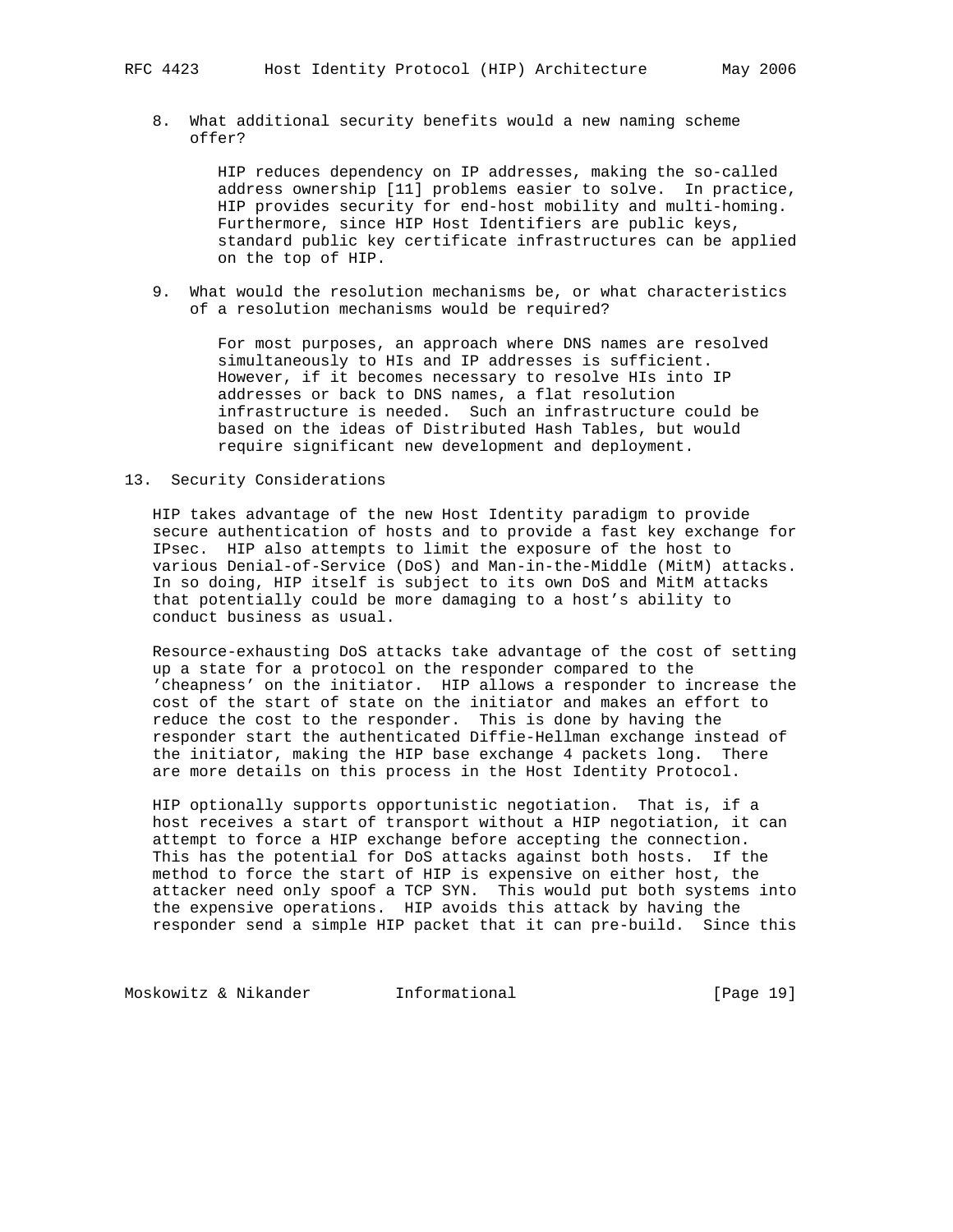8. What additional security benefits would a new naming scheme offer?

   HIP reduces dependency on IP addresses, making the so-called address ownership [11] problems easier to solve. In practice, HIP provides security for end-host mobility and multi-homing. Furthermore, since HIP Host Identifiers are public keys, standard public key certificate infrastructures can be applied on the top of HIP.

9. What would the resolution mechanisms be, or what characteristics of a resolution mechanisms would be required?

   For most purposes, an approach where DNS names are resolved simultaneously to HIs and IP addresses is sufficient. However, if it becomes necessary to resolve HIs into IP addresses or back to DNS names, a flat resolution infrastructure is needed. Such an infrastructure could be based on the ideas of Distributed Hash Tables, but would require significant new development and deployment.

## 13. Security Considerations

HIP takes advantage of the new Host Identity paradigm to provide secure authentication of hosts and to provide a fast key exchange for IPsec. HIP also attempts to limit the exposure of the host to various Denial-of-Service (DoS) and Man-in-the-Middle (MitM) attacks. In so doing, HIP itself is subject to its own DoS and MitM attacks that potentially could be more damaging to a host's ability to conduct business as usual.

Resource-exhausting DoS attacks take advantage of the cost of setting up a state for a protocol on the responder compared to the 'cheapness' on the initiator. HIP allows a responder to increase the cost of the start of state on the initiator and makes an effort to reduce the cost to the responder. This is done by having the responder start the authenticated Diffie-Hellman exchange instead of the initiator, making the HIP base exchange 4 packets long. There are more details on this process in the Host Identity Protocol.

HIP optionally supports opportunistic negotiation. That is, if a host receives a start of transport without a HIP negotiation, it can attempt to force a HIP exchange before accepting the connection. This has the potential for DoS attacks against both hosts. If the method to force the start of HIP is expensive on either host, the attacker need only spoof a TCP SYN. This would put both systems into the expensive operations. HIP avoids this attack by having the responder send a simple HIP packet that it can pre-build. Since this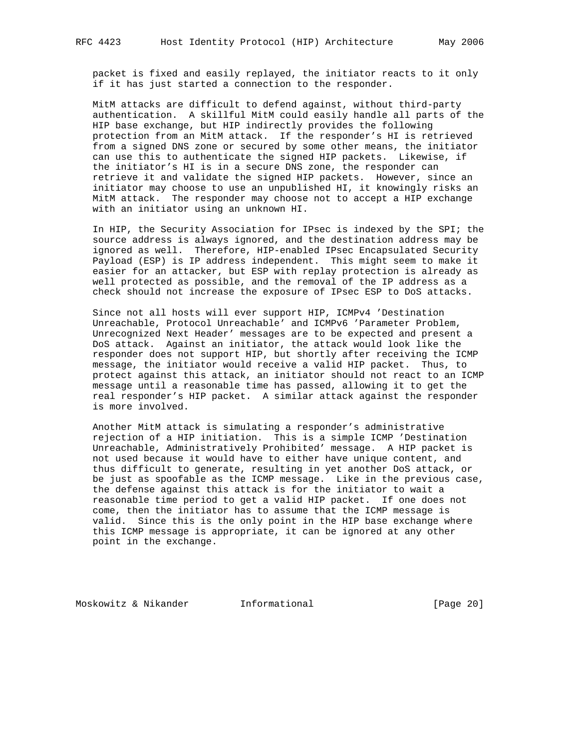packet is fixed and easily replayed, the initiator reacts to it only if it has just started a connection to the responder.

MitM attacks are difficult to defend against, without third-party authentication. A skillful MitM could easily handle all parts of the HIP base exchange, but HIP indirectly provides the following protection from an MitM attack. If the responder's HI is retrieved from a signed DNS zone or secured by some other means, the initiator can use this to authenticate the signed HIP packets. Likewise, if the initiator's HI is in a secure DNS zone, the responder can retrieve it and validate the signed HIP packets. However, since an initiator may choose to use an unpublished HI, it knowingly risks an MitM attack. The responder may choose not to accept a HIP exchange with an initiator using an unknown HI.

In HIP, the Security Association for IPsec is indexed by the SPI; the source address is always ignored, and the destination address may be ignored as well. Therefore, HIP-enabled IPsec Encapsulated Security Payload (ESP) is IP address independent. This might seem to make it easier for an attacker, but ESP with replay protection is already as well protected as possible, and the removal of the IP address as a check should not increase the exposure of IPsec ESP to DoS attacks.

Since not all hosts will ever support HIP, ICMPv4 'Destination Unreachable, Protocol Unreachable' and ICMPv6 'Parameter Problem, Unrecognized Next Header' messages are to be expected and present a DoS attack. Against an initiator, the attack would look like the responder does not support HIP, but shortly after receiving the ICMP message, the initiator would receive a valid HIP packet. Thus, to protect against this attack, an initiator should not react to an ICMP message until a reasonable time has passed, allowing it to get the real responder's HIP packet. A similar attack against the responder is more involved.

Another MitM attack is simulating a responder's administrative rejection of a HIP initiation. This is a simple ICMP 'Destination Unreachable, Administratively Prohibited' message. A HIP packet is not used because it would have to either have unique content, and thus difficult to generate, resulting in yet another DoS attack, or be just as spoofable as the ICMP message. Like in the previous case, the defense against this attack is for the initiator to wait a reasonable time period to get a valid HIP packet. If one does not come, then the initiator has to assume that the ICMP message is valid. Since this is the only point in the HIP base exchange where this ICMP message is appropriate, it can be ignored at any other point in the exchange.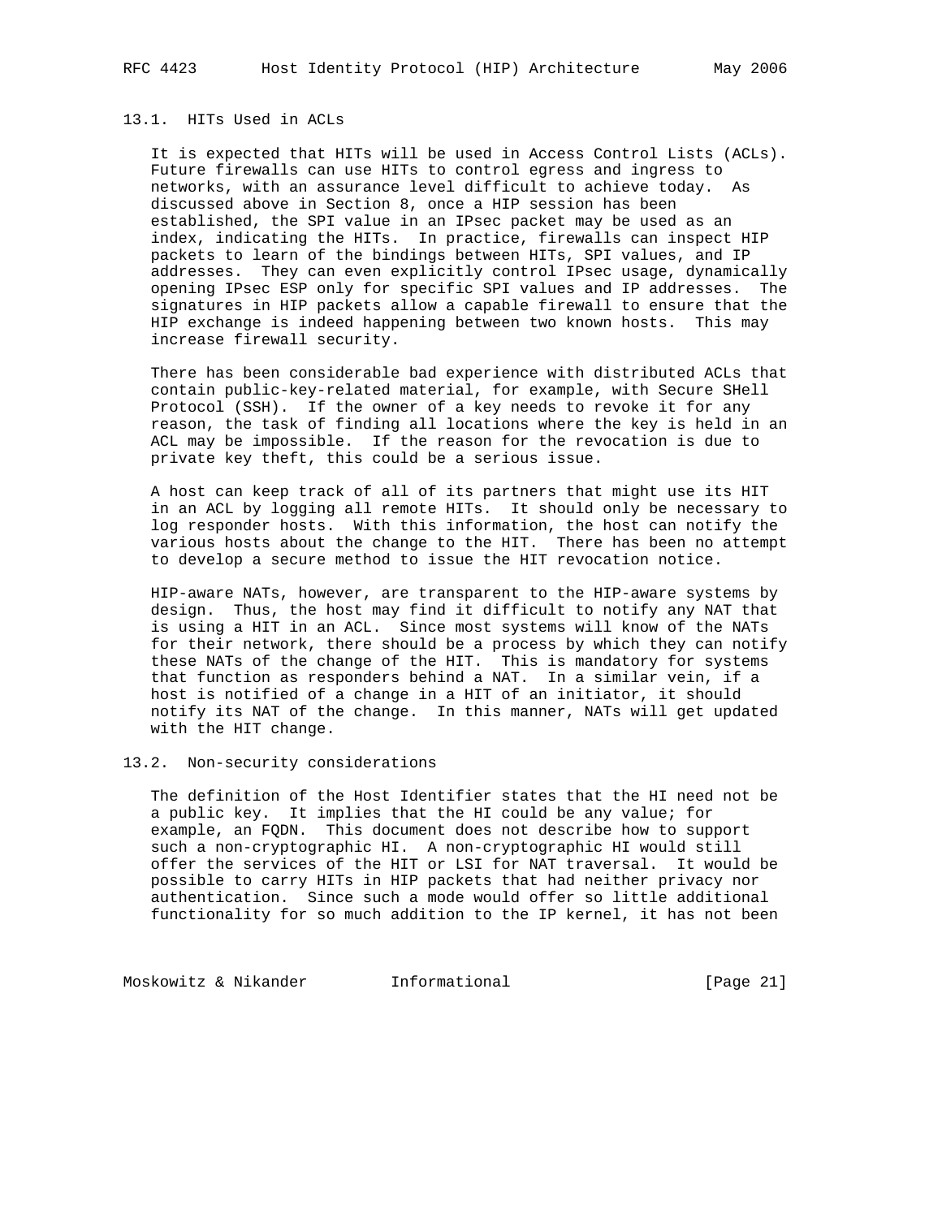### 13.1. HITs Used in ACLs

It is expected that HITs will be used in Access Control Lists (ACLs). Future firewalls can use HITs to control egress and ingress to networks, with an assurance level difficult to achieve today. As discussed above in Section 8, once a HIP session has been established, the SPI value in an IPsec packet may be used as an index, indicating the HITs. In practice, firewalls can inspect HIP packets to learn of the bindings between HITs, SPI values, and IP addresses. They can even explicitly control IPsec usage, dynamically opening IPsec ESP only for specific SPI values and IP addresses. The signatures in HIP packets allow a capable firewall to ensure that the HIP exchange is indeed happening between two known hosts. This may increase firewall security.

There has been considerable bad experience with distributed ACLs that contain public-key-related material, for example, with Secure SHell Protocol (SSH). If the owner of a key needs to revoke it for any reason, the task of finding all locations where the key is held in an ACL may be impossible. If the reason for the revocation is due to private key theft, this could be a serious issue.

A host can keep track of all of its partners that might use its HIT in an ACL by logging all remote HITs. It should only be necessary to log responder hosts. With this information, the host can notify the various hosts about the change to the HIT. There has been no attempt to develop a secure method to issue the HIT revocation notice.

HIP-aware NATs, however, are transparent to the HIP-aware systems by design. Thus, the host may find it difficult to notify any NAT that is using a HIT in an ACL. Since most systems will know of the NATs for their network, there should be a process by which they can notify these NATs of the change of the HIT. This is mandatory for systems that function as responders behind a NAT. In a similar vein, if a host is notified of a change in a HIT of an initiator, it should notify its NAT of the change. In this manner, NATs will get updated with the HIT change.

### 13.2. Non-security considerations

The definition of the Host Identifier states that the HI need not be a public key. It implies that the HI could be any value; for example, an FQDN. This document does not describe how to support such a non-cryptographic HI. A non-cryptographic HI would still offer the services of the HIT or LSI for NAT traversal. It would be possible to carry HITs in HIP packets that had neither privacy nor authentication. Since such a mode would offer so little additional functionality for so much addition to the IP kernel, it has not been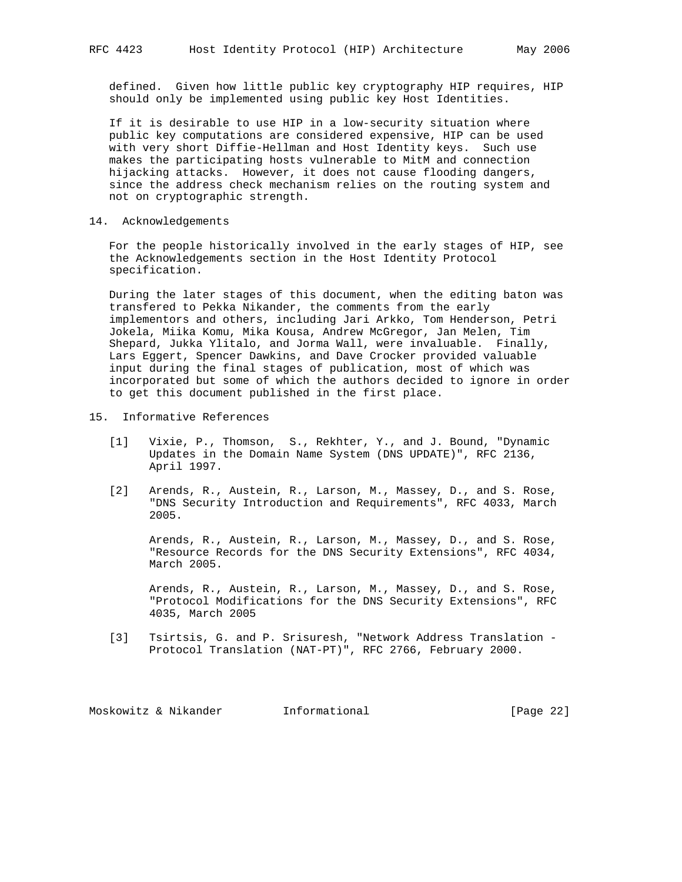defined. Given how little public key cryptography HIP requires, HIP should only be implemented using public key Host Identities.

If it is desirable to use HIP in a low-security situation where public key computations are considered expensive, HIP can be used with very short Diffie-Hellman and Host Identity keys. Such use makes the participating hosts vulnerable to MitM and connection hijacking attacks. However, it does not cause flooding dangers, since the address check mechanism relies on the routing system and not on cryptographic strength.

## 14. Acknowledgements

For the people historically involved in the early stages of HIP, see the Acknowledgements section in the Host Identity Protocol specification.

During the later stages of this document, when the editing baton was transfered to Pekka Nikander, the comments from the early implementors and others, including Jari Arkko, Tom Henderson, Petri Jokela, Miika Komu, Mika Kousa, Andrew McGregor, Jan Melen, Tim Shepard, Jukka Ylitalo, and Jorma Wall, were invaluable. Finally, Lars Eggert, Spencer Dawkins, and Dave Crocker provided valuable input during the final stages of publication, most of which was incorporated but some of which the authors decided to ignore in order to get this document published in the first place.

## 15. Informative References

[1] Vixie, P., Thomson, S., Rekhter, Y., and J. Bound, "Dynamic Updates in the Domain Name System (DNS UPDATE)", RFC 2136, April 1997.

[2] Arends, R., Austein, R., Larson, M., Massey, D., and S. Rose, "DNS Security Introduction and Requirements", RFC 4033, March 2005.

Arends, R., Austein, R., Larson, M., Massey, D., and S. Rose, "Resource Records for the DNS Security Extensions", RFC 4034, March 2005.

Arends, R., Austein, R., Larson, M., Massey, D., and S. Rose, "Protocol Modifications for the DNS Security Extensions", RFC 4035, March 2005

[3] Tsirtsis, G. and P. Srisuresh, "Network Address Translation - Protocol Translation (NAT-PT)", RFC 2766, February 2000.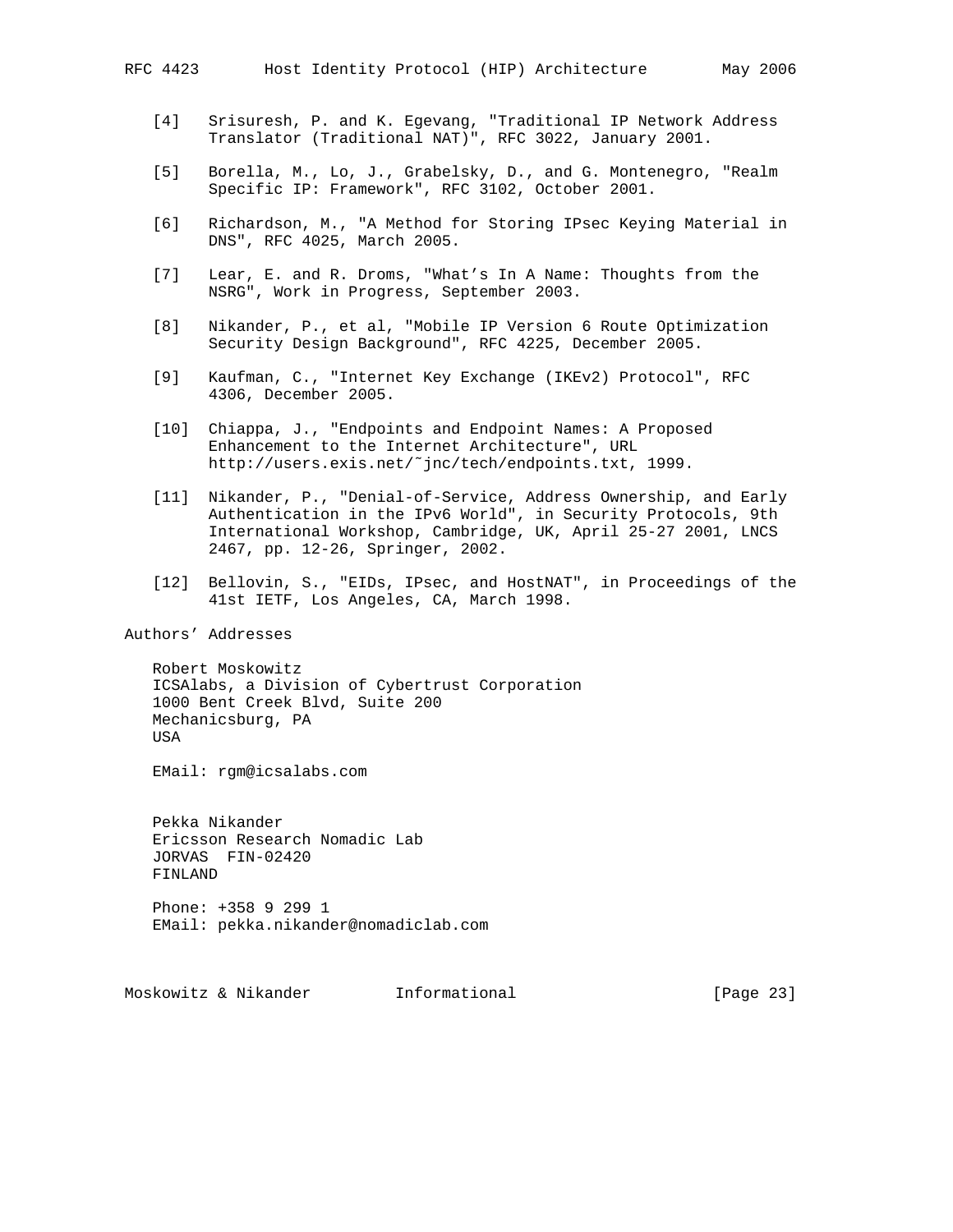[4] Srisuresh, P. and K. Egevang, "Traditional IP Network Address Translator (Traditional NAT)", RFC 3022, January 2001.

[5] Borella, M., Lo, J., Grabelsky, D., and G. Montenegro, "Realm Specific IP: Framework", RFC 3102, October 2001.

[6] Richardson, M., "A Method for Storing IPsec Keying Material in DNS", RFC 4025, March 2005.

[7] Lear, E. and R. Droms, "What's In A Name: Thoughts from the NSRG", Work in Progress, September 2003.

[8] Nikander, P., et al, "Mobile IP Version 6 Route Optimization Security Design Background", RFC 4225, December 2005.

[9] Kaufman, C., "Internet Key Exchange (IKEv2) Protocol", RFC 4306, December 2005.

[10] Chiappa, J., "Endpoints and Endpoint Names: A Proposed Enhancement to the Internet Architecture", URL http://users.exis.net/˜jnc/tech/endpoints.txt, 1999.

[11] Nikander, P., "Denial-of-Service, Address Ownership, and Early Authentication in the IPv6 World", in Security Protocols, 9th International Workshop, Cambridge, UK, April 25-27 2001, LNCS 2467, pp. 12-26, Springer, 2002.

[12] Bellovin, S., "EIDs, IPsec, and HostNAT", in Proceedings of the 41st IETF, Los Angeles, CA, March 1998.

## Authors' Addresses

Robert Moskowitz
ICSAlabs, a Division of Cybertrust Corporation
1000 Bent Creek Blvd, Suite 200
Mechanicsburg, PA
USA

EMail: rgm@icsalabs.com

Pekka Nikander
Ericsson Research Nomadic Lab
JORVAS FIN-02420
FINLAND

Phone: +358 9 299 1
EMail: pekka.nikander@nomadiclab.com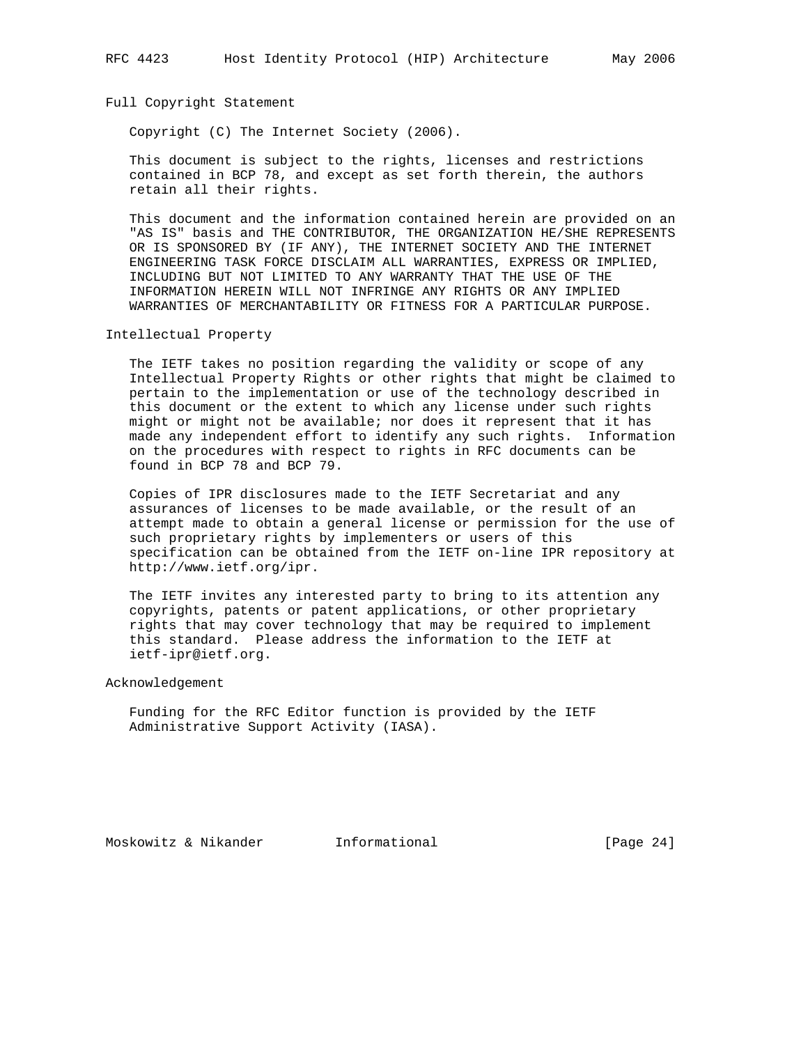## Full Copyright Statement

Copyright (C) The Internet Society (2006).

This document is subject to the rights, licenses and restrictions contained in BCP 78, and except as set forth therein, the authors retain all their rights.

This document and the information contained herein are provided on an "AS IS" basis and THE CONTRIBUTOR, THE ORGANIZATION HE/SHE REPRESENTS OR IS SPONSORED BY (IF ANY), THE INTERNET SOCIETY AND THE INTERNET ENGINEERING TASK FORCE DISCLAIM ALL WARRANTIES, EXPRESS OR IMPLIED, INCLUDING BUT NOT LIMITED TO ANY WARRANTY THAT THE USE OF THE INFORMATION HEREIN WILL NOT INFRINGE ANY RIGHTS OR ANY IMPLIED WARRANTIES OF MERCHANTABILITY OR FITNESS FOR A PARTICULAR PURPOSE.

## Intellectual Property

The IETF takes no position regarding the validity or scope of any Intellectual Property Rights or other rights that might be claimed to pertain to the implementation or use of the technology described in this document or the extent to which any license under such rights might or might not be available; nor does it represent that it has made any independent effort to identify any such rights. Information on the procedures with respect to rights in RFC documents can be found in BCP 78 and BCP 79.

Copies of IPR disclosures made to the IETF Secretariat and any assurances of licenses to be made available, or the result of an attempt made to obtain a general license or permission for the use of such proprietary rights by implementers or users of this specification can be obtained from the IETF on-line IPR repository at http://www.ietf.org/ipr.

The IETF invites any interested party to bring to its attention any copyrights, patents or patent applications, or other proprietary rights that may cover technology that may be required to implement this standard. Please address the information to the IETF at ietf-ipr@ietf.org.

## Acknowledgement

Funding for the RFC Editor function is provided by the IETF Administrative Support Activity (IASA).